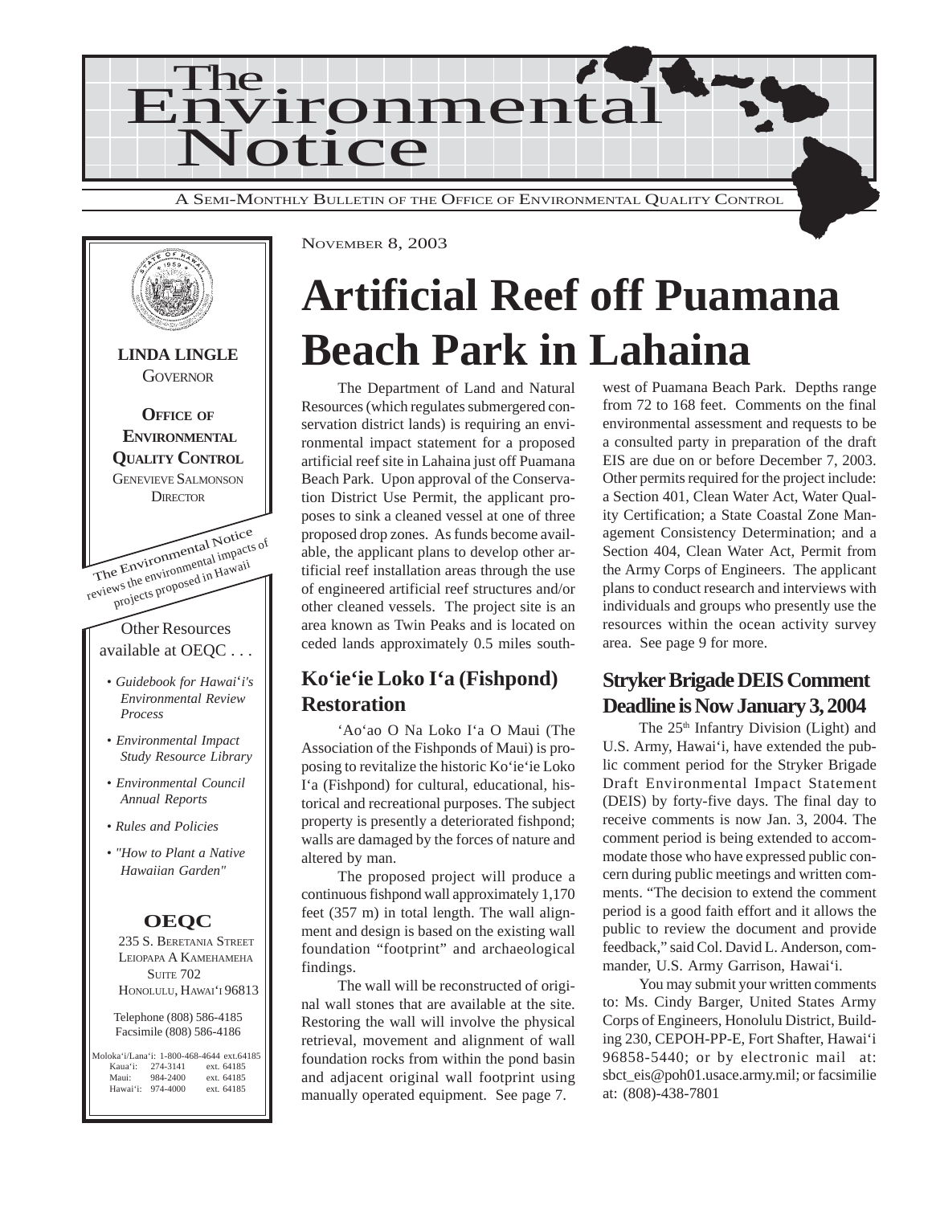# The Environmental Notice

A SEMI-MONTHLY BULLETIN OF THE OFFICE OF ENVIRONMENTAL QUALITY CONTROL

NOVEMBER 8, 2003

**LINDA LINGLE**
GOVERNOR

**OFFICE OF ENVIRONMENTAL QUALITY CONTROL**
GENEVIEVE SALMONSON
DIRECTOR

The Environmental Notice reviews the environmental impacts of projects proposed in Hawaii

Other Resources available at OEQC . . .

- *Guidebook for Hawai'i's Environmental Review Process*
- *Environmental Impact Study Resource Library*
- *Environmental Council Annual Reports*
- *Rules and Policies*
- *"How to Plant a Native Hawaiian Garden"*

**OEQC**

235 S. BERETANIA STREET
LEIOPAPA A KAMEHAMEHA
SUITE 702
HONOLULU, HAWAI'I 96813

Telephone (808) 586-4185
Facsimile (808) 586-4186

| | | |
|---|---|---|
| Moloka'i/Lana'i: | 1-800-468-4644 | ext.64185 |
| Kaua'i: | 274-3141 | ext. 64185 |
| Maui: | 984-2400 | ext. 64185 |
| Hawai'i: | 974-4000 | ext. 64185 |

# Artificial Reef off Puamana Beach Park in Lahaina

The Department of Land and Natural Resources (which regulates submergered conservation district lands) is requiring an environmental impact statement for a proposed artificial reef site in Lahaina just off Puamana Beach Park. Upon approval of the Conservation District Use Permit, the applicant proposes to sink a cleaned vessel at one of three proposed drop zones. As funds become available, the applicant plans to develop other artificial reef installation areas through the use of engineered artificial reef structures and/or other cleaned vessels. The project site is an area known as Twin Peaks and is located on ceded lands approximately 0.5 miles southwest of Puamana Beach Park. Depths range from 72 to 168 feet. Comments on the final environmental assessment and requests to be a consulted party in preparation of the draft EIS are due on or before December 7, 2003. Other permits required for the project include: a Section 401, Clean Water Act, Water Quality Certification; a State Coastal Zone Management Consistency Determination; and a Section 404, Clean Water Act, Permit from the Army Corps of Engineers. The applicant plans to conduct research and interviews with individuals and groups who presently use the resources within the ocean activity survey area. See page 9 for more.

## Ko'ie'ie Loko I'a (Fishpond) Restoration

'Ao'ao O Na Loko I'a O Maui (The Association of the Fishponds of Maui) is proposing to revitalize the historic Ko'ie'ie Loko I'a (Fishpond) for cultural, educational, historical and recreational purposes. The subject property is presently a deteriorated fishpond; walls are damaged by the forces of nature and altered by man.

The proposed project will produce a continuous fishpond wall approximately 1,170 feet (357 m) in total length. The wall alignment and design is based on the existing wall foundation "footprint" and archaeological findings.

The wall will be reconstructed of original wall stones that are available at the site. Restoring the wall will involve the physical retrieval, movement and alignment of wall foundation rocks from within the pond basin and adjacent original wall footprint using manually operated equipment. See page 7.

## Stryker Brigade DEIS Comment Deadline is Now January 3, 2004

The 25th Infantry Division (Light) and U.S. Army, Hawai'i, have extended the public comment period for the Stryker Brigade Draft Environmental Impact Statement (DEIS) by forty-five days. The final day to receive comments is now Jan. 3, 2004. The comment period is being extended to accommodate those who have expressed public concern during public meetings and written comments. "The decision to extend the comment period is a good faith effort and it allows the public to review the document and provide feedback," said Col. David L. Anderson, commander, U.S. Army Garrison, Hawai'i.

You may submit your written comments to: Ms. Cindy Barger, United States Army Corps of Engineers, Honolulu District, Building 230, CEPOH-PP-E, Fort Shafter, Hawai'i 96858-5440; or by electronic mail at: sbct_eis@poh01.usace.army.mil; or facsimilie at: (808)-438-7801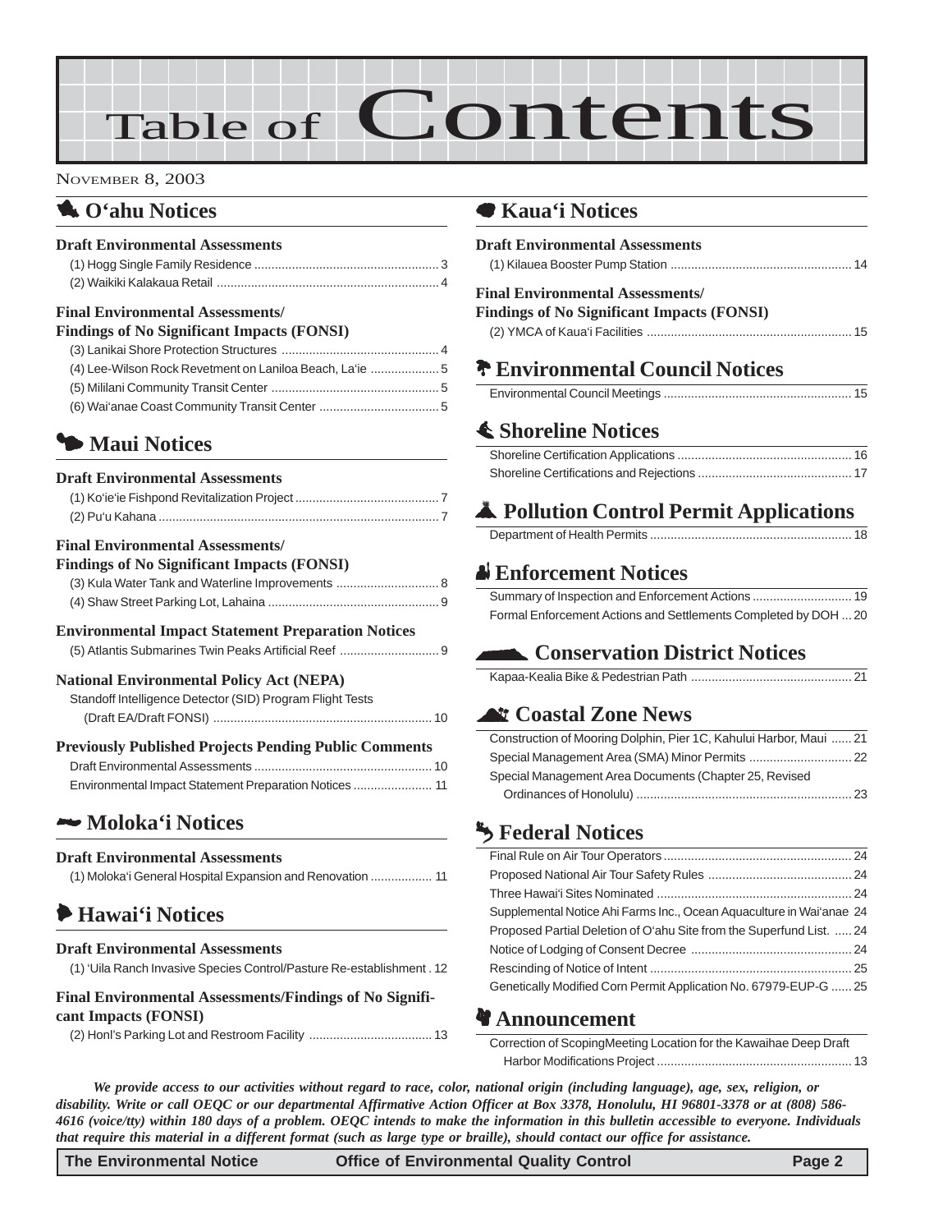# Table of Contents

NOVEMBER 8, 2003

## O'ahu Notices

**Draft Environmental Assessments**

- (1) Hogg Single Family Residence ..... 3
- (2) Waikiki Kalakaua Retail ..... 4

**Final Environmental Assessments/ Findings of No Significant Impacts (FONSI)**

- (3) Lanikai Shore Protection Structures ..... 4
- (4) Lee-Wilson Rock Revetment on Laniloa Beach, La'ie ..... 5
- (5) Mililani Community Transit Center ..... 5
- (6) Wai'anae Coast Community Transit Center ..... 5

## Maui Notices

**Draft Environmental Assessments**

- (1) Ko'ie'ie Fishpond Revitalization Project ..... 7
- (2) Pu'u Kahana ..... 7

**Final Environmental Assessments/ Findings of No Significant Impacts (FONSI)**

- (3) Kula Water Tank and Waterline Improvements ..... 8
- (4) Shaw Street Parking Lot, Lahaina ..... 9

**Environmental Impact Statement Preparation Notices**

- (5) Atlantis Submarines Twin Peaks Artificial Reef ..... 9

**National Environmental Policy Act (NEPA)**

- Standoff Intelligence Detector (SID) Program Flight Tests (Draft EA/Draft FONSI) ..... 10

**Previously Published Projects Pending Public Comments**

- Draft Environmental Assessments ..... 10
- Environmental Impact Statement Preparation Notices ..... 11

## Moloka'i Notices

**Draft Environmental Assessments**

- (1) Moloka'i General Hospital Expansion and Renovation ..... 11

## Hawai'i Notices

**Draft Environmental Assessments**

- (1) 'Uila Ranch Invasive Species Control/Pasture Re-establishment ..... 12

**Final Environmental Assessments/Findings of No Significant Impacts (FONSI)**

- (2) Honl's Parking Lot and Restroom Facility ..... 13

## Kaua'i Notices

**Draft Environmental Assessments**

- (1) Kilauea Booster Pump Station ..... 14

**Final Environmental Assessments/ Findings of No Significant Impacts (FONSI)**

- (2) YMCA of Kaua'i Facilities ..... 15

## Environmental Council Notices

- Environmental Council Meetings ..... 15

## Shoreline Notices

- Shoreline Certification Applications ..... 16
- Shoreline Certifications and Rejections ..... 17

## Pollution Control Permit Applications

- Department of Health Permits ..... 18

## Enforcement Notices

- Summary of Inspection and Enforcement Actions ..... 19
- Formal Enforcement Actions and Settlements Completed by DOH ..... 20

## Conservation District Notices

- Kapaa-Kealia Bike & Pedestrian Path ..... 21

## Coastal Zone News

- Construction of Mooring Dolphin, Pier 1C, Kahului Harbor, Maui ..... 21
- Special Management Area (SMA) Minor Permits ..... 22
- Special Management Area Documents (Chapter 25, Revised Ordinances of Honolulu) ..... 23

## Federal Notices

- Final Rule on Air Tour Operators ..... 24
- Proposed National Air Tour Safety Rules ..... 24
- Three Hawai'i Sites Nominated ..... 24
- Supplemental Notice Ahi Farms Inc., Ocean Aquaculture in Wai'anae ..... 24
- Proposed Partial Deletion of O'ahu Site from the Superfund List. ..... 24
- Notice of Lodging of Consent Decree ..... 24
- Rescinding of Notice of Intent ..... 25
- Genetically Modified Corn Permit Application No. 67979-EUP-G ..... 25

## Announcement

- Correction of ScopingMeeting Location for the Kawaihae Deep Draft Harbor Modifications Project ..... 13

***We provide access to our activities without regard to race, color, national origin (including language), age, sex, religion, or disability. Write or call OEQC or our departmental Affirmative Action Officer at Box 3378, Honolulu, HI 96801-3378 or at (808) 586-4616 (voice/tty) within 180 days of a problem. OEQC intends to make the information in this bulletin accessible to everyone. Individuals that require this material in a different format (such as large type or braille), should contact our office for assistance.***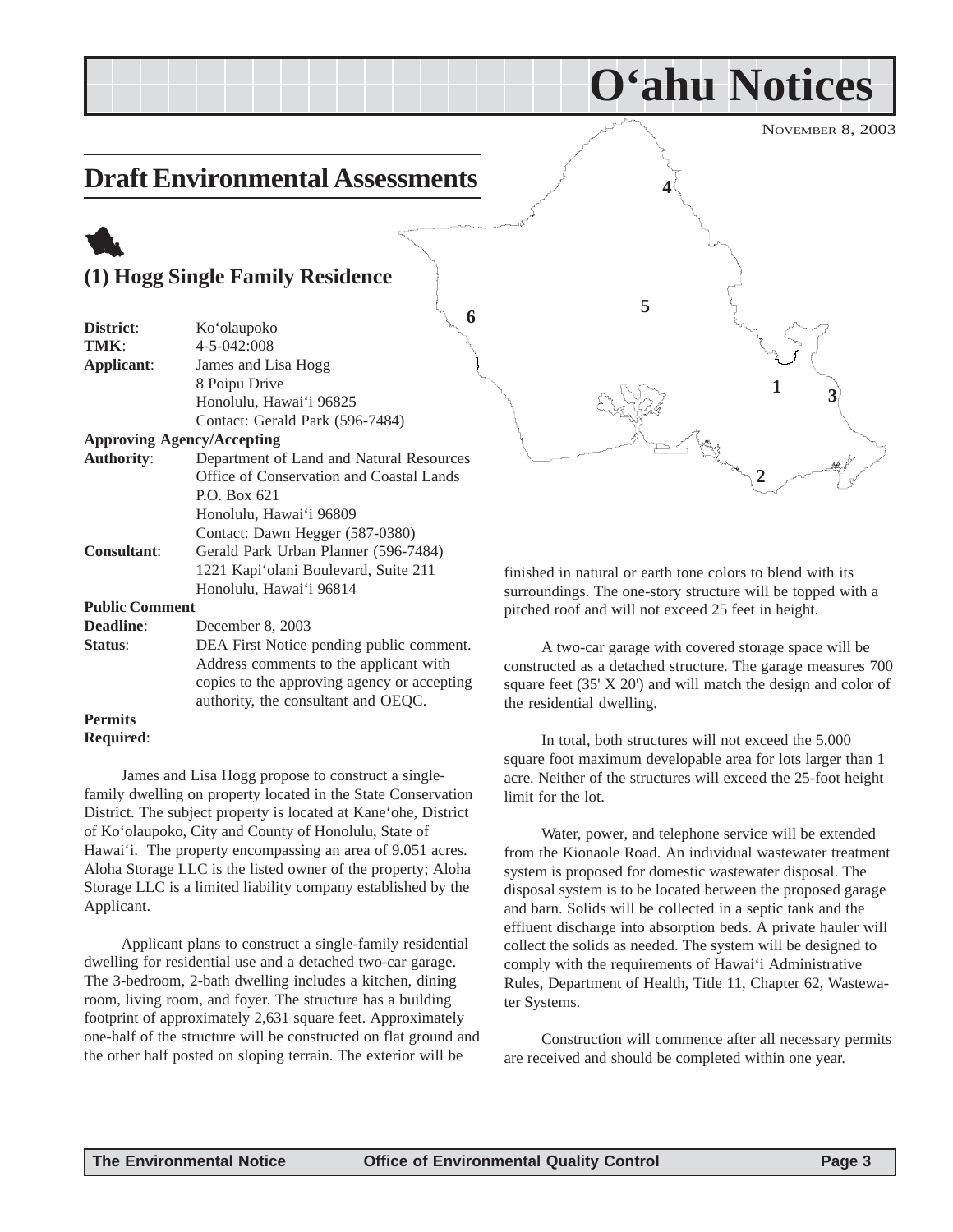# O'ahu Notices

NOVEMBER 8, 2003

## Draft Environmental Assessments

### (1) Hogg Single Family Residence

**District**: Ko'olaupoko
**TMK**: 4-5-042:008
**Applicant**: James and Lisa Hogg
8 Poipu Drive
Honolulu, Hawai'i 96825
Contact: Gerald Park (596-7484)

**Approving Agency/Accepting Authority**: Department of Land and Natural Resources
Office of Conservation and Coastal Lands
P.O. Box 621
Honolulu, Hawai'i 96809
Contact: Dawn Hegger (587-0380)

**Consultant**: Gerald Park Urban Planner (596-7484)
1221 Kapi'olani Boulevard, Suite 211
Honolulu, Hawai'i 96814

**Public Comment Deadline**: December 8, 2003

**Status**: DEA First Notice pending public comment. Address comments to the applicant with copies to the approving agency or accepting authority, the consultant and OEQC.

**Permits Required**:

James and Lisa Hogg propose to construct a single-family dwelling on property located in the State Conservation District. The subject property is located at Kane'ohe, District of Ko'olaupoko, City and County of Honolulu, State of Hawai'i. The property encompassing an area of 9.051 acres. Aloha Storage LLC is the listed owner of the property; Aloha Storage LLC is a limited liability company established by the Applicant.

Applicant plans to construct a single-family residential dwelling for residential use and a detached two-car garage. The 3-bedroom, 2-bath dwelling includes a kitchen, dining room, living room, and foyer. The structure has a building footprint of approximately 2,631 square feet. Approximately one-half of the structure will be constructed on flat ground and the other half posted on sloping terrain. The exterior will be finished in natural or earth tone colors to blend with its surroundings. The one-story structure will be topped with a pitched roof and will not exceed 25 feet in height.

A two-car garage with covered storage space will be constructed as a detached structure. The garage measures 700 square feet (35' X 20') and will match the design and color of the residential dwelling.

In total, both structures will not exceed the 5,000 square foot maximum developable area for lots larger than 1 acre. Neither of the structures will exceed the 25-foot height limit for the lot.

Water, power, and telephone service will be extended from the Kionaole Road. An individual wastewater treatment system is proposed for domestic wastewater disposal. The disposal system is to be located between the proposed garage and barn. Solids will be collected in a septic tank and the effluent discharge into absorption beds. A private hauler will collect the solids as needed. The system will be designed to comply with the requirements of Hawai'i Administrative Rules, Department of Health, Title 11, Chapter 62, Wastewater Systems.

Construction will commence after all necessary permits are received and should be completed within one year.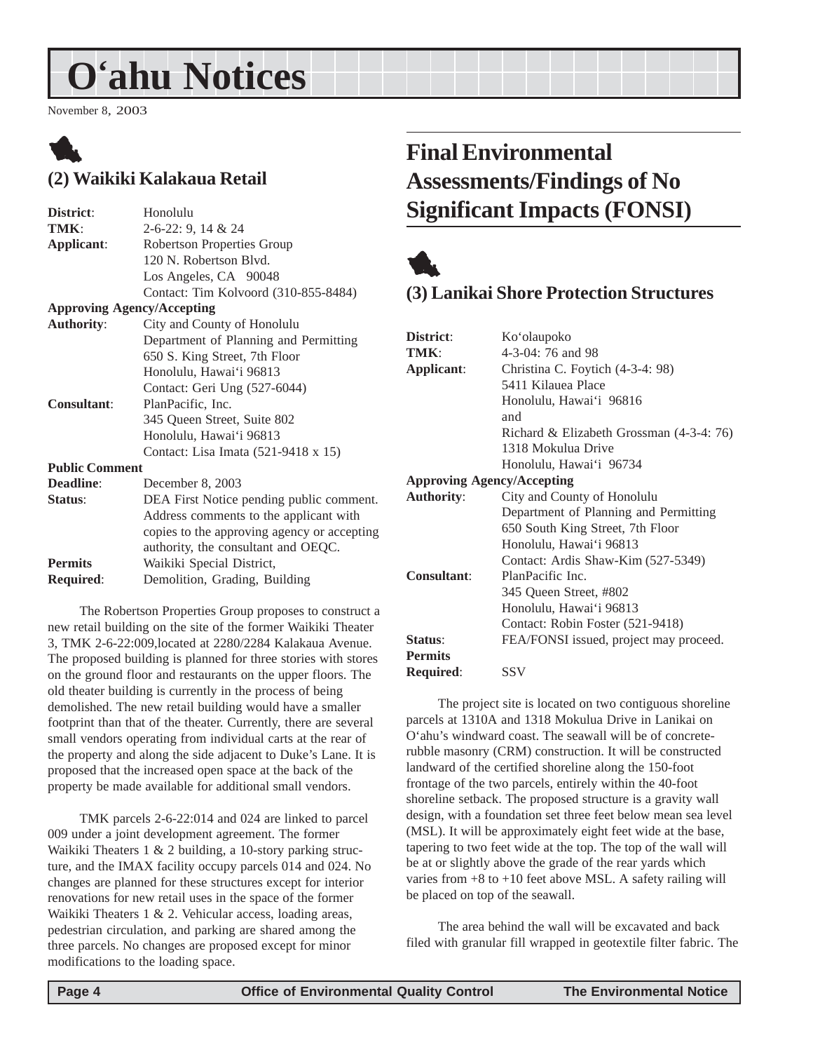# O'ahu Notices

November 8, 2003

## (2) Waikiki Kalakaua Retail

| | |
|---|---|
| **District**: | Honolulu |
| **TMK**: | 2-6-22: 9, 14 & 24 |
| **Applicant**: | Robertson Properties Group<br>120 N. Robertson Blvd.<br>Los Angeles, CA 90048<br>Contact: Tim Kolvoord (310-855-8484) |
| **Approving Agency/Accepting Authority**: | City and County of Honolulu<br>Department of Planning and Permitting<br>650 S. King Street, 7th Floor<br>Honolulu, Hawai'i 96813<br>Contact: Geri Ung (527-6044) |
| **Consultant**: | PlanPacific, Inc.<br>345 Queen Street, Suite 802<br>Honolulu, Hawai'i 96813<br>Contact: Lisa Imata (521-9418 x 15) |
| **Public Comment Deadline**: | December 8, 2003 |
| **Status**: | DEA First Notice pending public comment. Address comments to the applicant with copies to the approving agency or accepting authority, the consultant and OEQC. |
| **Permits Required**: | Waikiki Special District, Demolition, Grading, Building |

The Robertson Properties Group proposes to construct a new retail building on the site of the former Waikiki Theater 3, TMK 2-6-22:009,located at 2280/2284 Kalakaua Avenue. The proposed building is planned for three stories with stores on the ground floor and restaurants on the upper floors. The old theater building is currently in the process of being demolished. The new retail building would have a smaller footprint than that of the theater. Currently, there are several small vendors operating from individual carts at the rear of the property and along the side adjacent to Duke's Lane. It is proposed that the increased open space at the back of the property be made available for additional small vendors.

TMK parcels 2-6-22:014 and 024 are linked to parcel 009 under a joint development agreement. The former Waikiki Theaters 1 & 2 building, a 10-story parking structure, and the IMAX facility occupy parcels 014 and 024. No changes are planned for these structures except for interior renovations for new retail uses in the space of the former Waikiki Theaters 1 & 2. Vehicular access, loading areas, pedestrian circulation, and parking are shared among the three parcels. No changes are proposed except for minor modifications to the loading space.

# Final Environmental Assessments/Findings of No Significant Impacts (FONSI)

## (3) Lanikai Shore Protection Structures

| | |
|---|---|
| **District**: | Ko'olaupoko |
| **TMK**: | 4-3-04: 76 and 98 |
| **Applicant**: | Christina C. Foytich (4-3-4: 98)<br>5411 Kilauea Place<br>Honolulu, Hawai'i 96816<br>and<br>Richard & Elizabeth Grossman (4-3-4: 76)<br>1318 Mokulua Drive<br>Honolulu, Hawai'i 96734 |
| **Approving Agency/Accepting Authority**: | City and County of Honolulu<br>Department of Planning and Permitting<br>650 South King Street, 7th Floor<br>Honolulu, Hawai'i 96813<br>Contact: Ardis Shaw-Kim (527-5349) |
| **Consultant**: | PlanPacific Inc.<br>345 Queen Street, #802<br>Honolulu, Hawai'i 96813<br>Contact: Robin Foster (521-9418) |
| **Status**: | FEA/FONSI issued, project may proceed. |
| **Permits Required**: | SSV |

The project site is located on two contiguous shoreline parcels at 1310A and 1318 Mokulua Drive in Lanikai on O'ahu's windward coast. The seawall will be of concrete-rubble masonry (CRM) construction. It will be constructed landward of the certified shoreline along the 150-foot frontage of the two parcels, entirely within the 40-foot shoreline setback. The proposed structure is a gravity wall design, with a foundation set three feet below mean sea level (MSL). It will be approximately eight feet wide at the base, tapering to two feet wide at the top. The top of the wall will be at or slightly above the grade of the rear yards which varies from +8 to +10 feet above MSL. A safety railing will be placed on top of the seawall.

The area behind the wall will be excavated and back filed with granular fill wrapped in geotextile filter fabric. The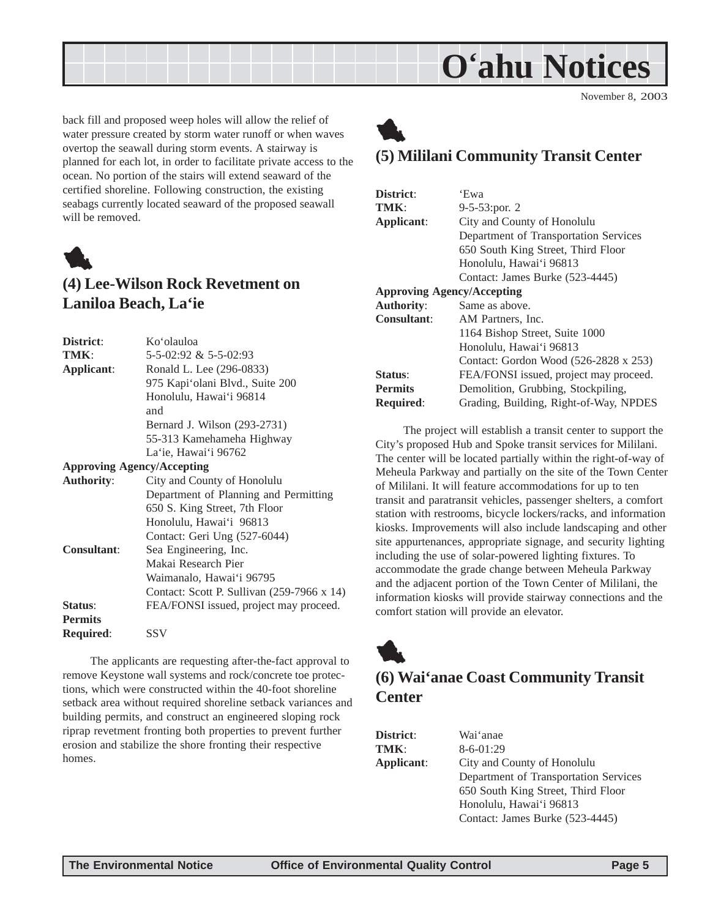back fill and proposed weep holes will allow the relief of water pressure created by storm water runoff or when waves overtop the seawall during storm events. A stairway is planned for each lot, in order to facilitate private access to the ocean. No portion of the stairs will extend seaward of the certified shoreline. Following construction, the existing seabags currently located seaward of the proposed seawall will be removed.

## (4) Lee-Wilson Rock Revetment on Laniloa Beach, La'ie

| | |
|---|---|
| **District**: | Ko'olauloa |
| **TMK**: | 5-5-02:92 & 5-5-02:93 |
| **Applicant**: | Ronald L. Lee (296-0833)<br>975 Kapi'olani Blvd., Suite 200<br>Honolulu, Hawai'i 96814<br>and<br>Bernard J. Wilson (293-2731)<br>55-313 Kamehameha Highway<br>La'ie, Hawai'i 96762 |
| **Approving Agency/Accepting Authority**: | City and County of Honolulu<br>Department of Planning and Permitting<br>650 S. King Street, 7th Floor<br>Honolulu, Hawai'i 96813<br>Contact: Geri Ung (527-6044) |
| **Consultant**: | Sea Engineering, Inc.<br>Makai Research Pier<br>Waimanalo, Hawai'i 96795<br>Contact: Scott P. Sullivan (259-7966 x 14) |
| **Status**: | FEA/FONSI issued, project may proceed. |
| **Permits Required**: | SSV |

The applicants are requesting after-the-fact approval to remove Keystone wall systems and rock/concrete toe protections, which were constructed within the 40-foot shoreline setback area without required shoreline setback variances and building permits, and construct an engineered sloping rock riprap revetment fronting both properties to prevent further erosion and stabilize the shore fronting their respective homes.

## (5) Mililani Community Transit Center

| | |
|---|---|
| **District**: | 'Ewa |
| **TMK**: | 9-5-53:por. 2 |
| **Applicant**: | City and County of Honolulu<br>Department of Transportation Services<br>650 South King Street, Third Floor<br>Honolulu, Hawai'i 96813<br>Contact: James Burke (523-4445) |
| **Approving Agency/Accepting Authority**: | Same as above. |
| **Consultant**: | AM Partners, Inc.<br>1164 Bishop Street, Suite 1000<br>Honolulu, Hawai'i 96813<br>Contact: Gordon Wood (526-2828 x 253) |
| **Status**: | FEA/FONSI issued, project may proceed. |
| **Permits Required**: | Demolition, Grubbing, Stockpiling, Grading, Building, Right-of-Way, NPDES |

The project will establish a transit center to support the City's proposed Hub and Spoke transit services for Mililani. The center will be located partially within the right-of-way of Meheula Parkway and partially on the site of the Town Center of Mililani. It will feature accommodations for up to ten transit and paratransit vehicles, passenger shelters, a comfort station with restrooms, bicycle lockers/racks, and information kiosks. Improvements will also include landscaping and other site appurtenances, appropriate signage, and security lighting including the use of solar-powered lighting fixtures. To accommodate the grade change between Meheula Parkway and the adjacent portion of the Town Center of Mililani, the information kiosks will provide stairway connections and the comfort station will provide an elevator.

## (6) Wai'anae Coast Community Transit Center

| | |
|---|---|
| **District**: | Wai'anae |
| **TMK**: | 8-6-01:29 |
| **Applicant**: | City and County of Honolulu<br>Department of Transportation Services<br>650 South King Street, Third Floor<br>Honolulu, Hawai'i 96813<br>Contact: James Burke (523-4445) |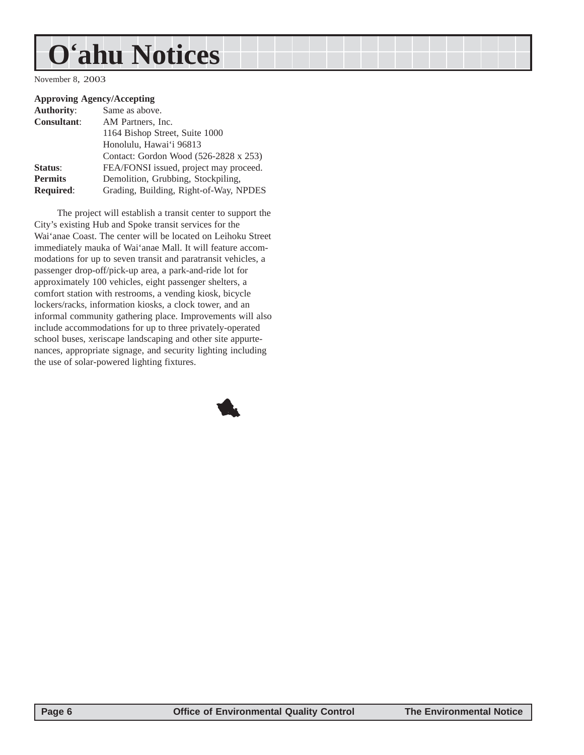# O'ahu Notices

November 8, 2003

**Approving Agency/Accepting**

| | |
|---|---|
| **Authority**: | Same as above. |
| **Consultant**: | AM Partners, Inc.<br>1164 Bishop Street, Suite 1000<br>Honolulu, Hawai'i 96813<br>Contact: Gordon Wood (526-2828 x 253) |
| **Status**: | FEA/FONSI issued, project may proceed. |
| **Permits Required**: | Demolition, Grubbing, Stockpiling, Grading, Building, Right-of-Way, NPDES |

The project will establish a transit center to support the City's existing Hub and Spoke transit services for the Wai'anae Coast. The center will be located on Leihoku Street immediately mauka of Wai'anae Mall. It will feature accommodations for up to seven transit and paratransit vehicles, a passenger drop-off/pick-up area, a park-and-ride lot for approximately 100 vehicles, eight passenger shelters, a comfort station with restrooms, a vending kiosk, bicycle lockers/racks, information kiosks, a clock tower, and an informal community gathering place. Improvements will also include accommodations for up to three privately-operated school buses, xeriscape landscaping and other site appurtenances, appropriate signage, and security lighting including the use of solar-powered lighting fixtures.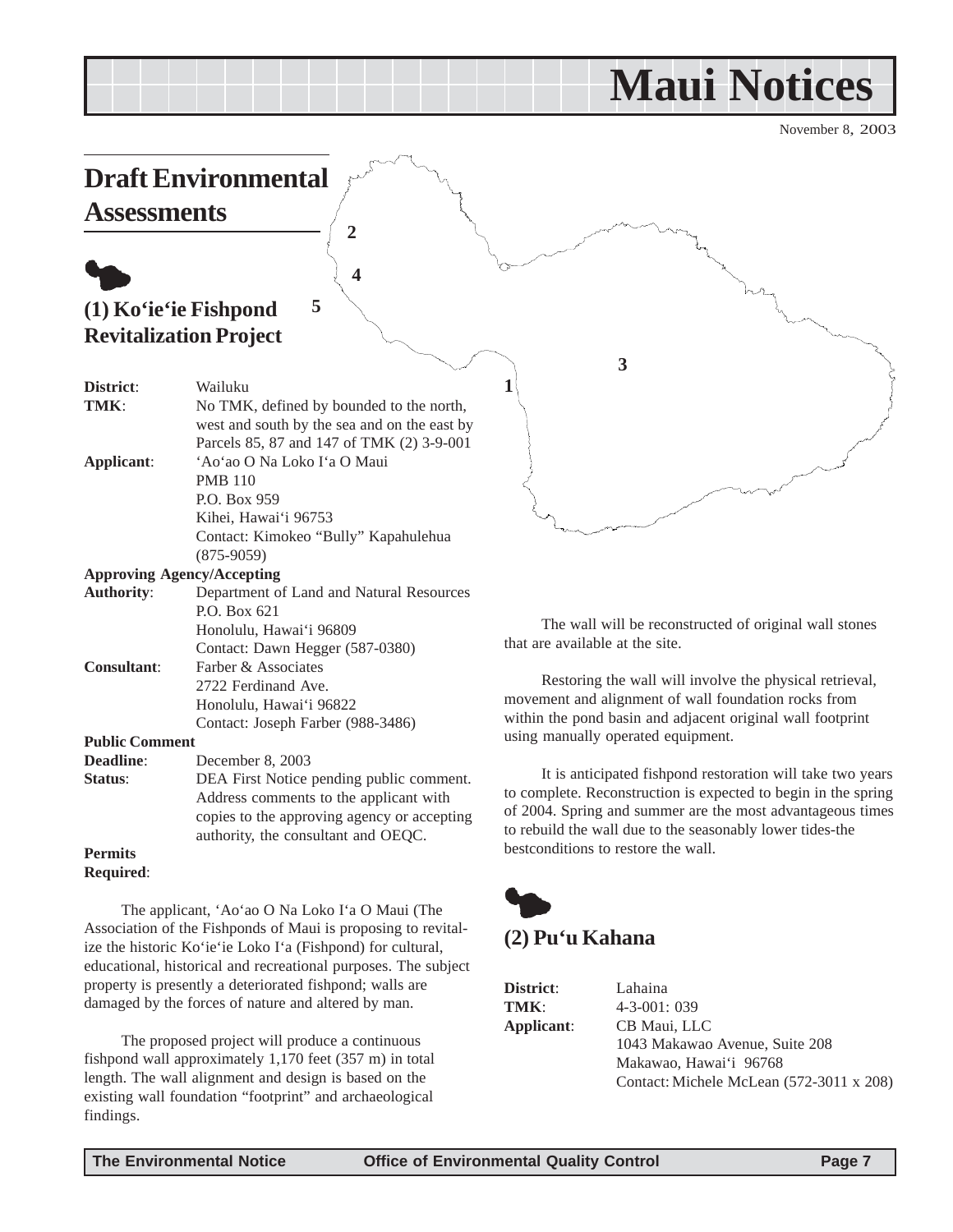# Maui Notices

November 8, 2003

## Draft Environmental Assessments

### (1) Ko'ie'ie Fishpond Revitalization Project

**District**: Wailuku
**TMK**: No TMK, defined by bounded to the north, west and south by the sea and on the east by Parcels 85, 87 and 147 of TMK (2) 3-9-001
**Applicant**: 'Ao'ao O Na Loko I'a O Maui
PMB 110
P.O. Box 959
Kihei, Hawai'i 96753
Contact: Kimokeo "Bully" Kapahulehua (875-9059)
**Approving Agency/Accepting Authority**: Department of Land and Natural Resources
P.O. Box 621
Honolulu, Hawai'i 96809
Contact: Dawn Hegger (587-0380)
**Consultant**: Farber & Associates
2722 Ferdinand Ave.
Honolulu, Hawai'i 96822
Contact: Joseph Farber (988-3486)
**Public Comment Deadline**: December 8, 2003
**Status**: DEA First Notice pending public comment. Address comments to the applicant with copies to the approving agency or accepting authority, the consultant and OEQC.
**Permits Required**:

The applicant, 'Ao'ao O Na Loko I'a O Maui (The Association of the Fishponds of Maui is proposing to revitalize the historic Ko'ie'ie Loko I'a (Fishpond) for cultural, educational, historical and recreational purposes. The subject property is presently a deteriorated fishpond; walls are damaged by the forces of nature and altered by man.

The proposed project will produce a continuous fishpond wall approximately 1,170 feet (357 m) in total length. The wall alignment and design is based on the existing wall foundation "footprint" and archaeological findings.

The wall will be reconstructed of original wall stones that are available at the site.

Restoring the wall will involve the physical retrieval, movement and alignment of wall foundation rocks from within the pond basin and adjacent original wall footprint using manually operated equipment.

It is anticipated fishpond restoration will take two years to complete. Reconstruction is expected to begin in the spring of 2004. Spring and summer are the most advantageous times to rebuild the wall due to the seasonably lower tides-the bestconditions to restore the wall.

### (2) Pu'u Kahana

**District**: Lahaina
**TMK**: 4-3-001: 039
**Applicant**: CB Maui, LLC
1043 Makawao Avenue, Suite 208
Makawao, Hawai'i 96768
Contact: Michele McLean (572-3011 x 208)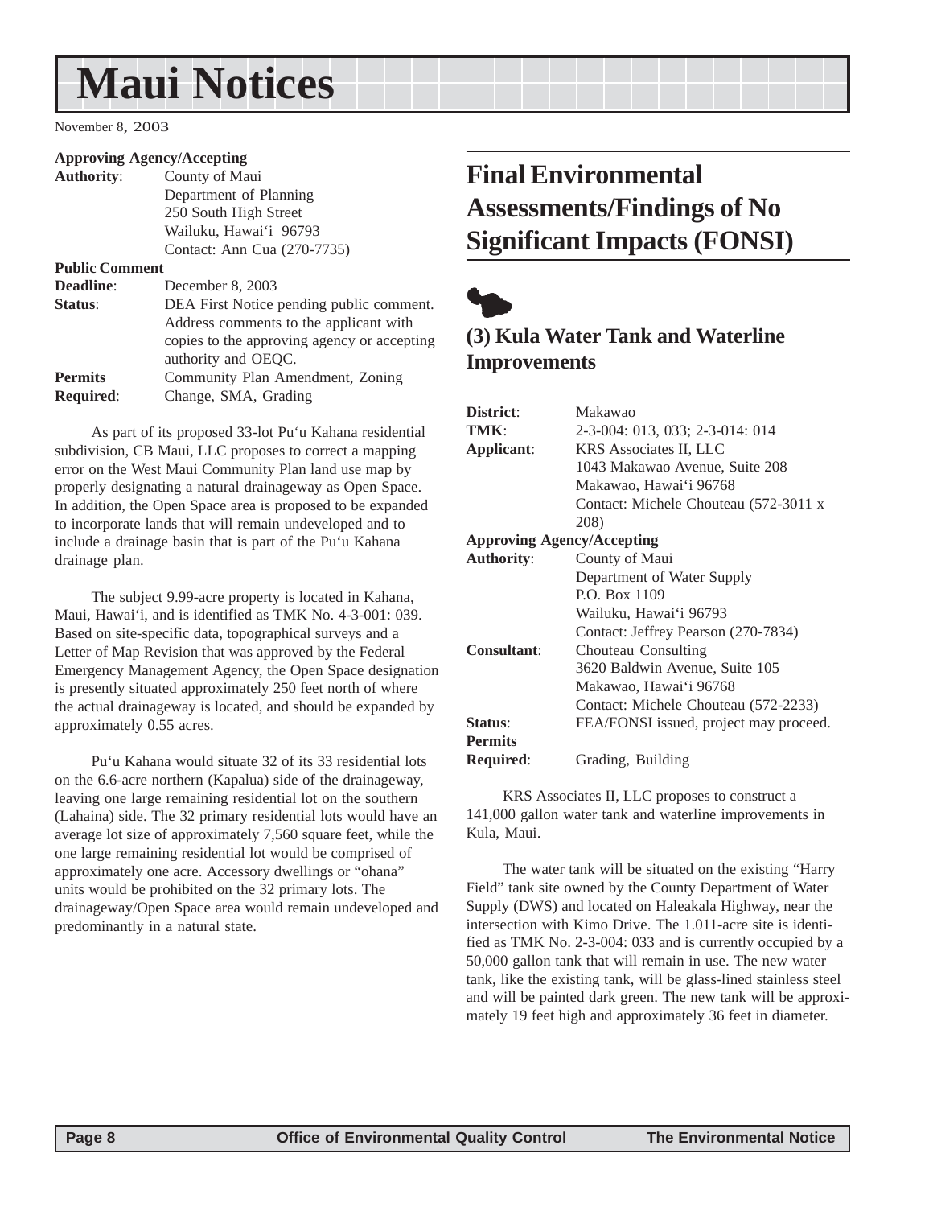| | |
|---|---|
| **Approving Agency/Accepting Authority**: | County of Maui<br>Department of Planning<br>250 South High Street<br>Wailuku, Hawai'i 96793<br>Contact: Ann Cua (270-7735) |
| **Public Comment Deadline**: | December 8, 2003 |
| **Status**: | DEA First Notice pending public comment. Address comments to the applicant with copies to the approving agency or accepting authority and OEQC. |
| **Permits Required**: | Community Plan Amendment, Zoning Change, SMA, Grading |

As part of its proposed 33-lot Pu'u Kahana residential subdivision, CB Maui, LLC proposes to correct a mapping error on the West Maui Community Plan land use map by properly designating a natural drainageway as Open Space. In addition, the Open Space area is proposed to be expanded to incorporate lands that will remain undeveloped and to include a drainage basin that is part of the Pu'u Kahana drainage plan.

The subject 9.99-acre property is located in Kahana, Maui, Hawai'i, and is identified as TMK No. 4-3-001: 039. Based on site-specific data, topographical surveys and a Letter of Map Revision that was approved by the Federal Emergency Management Agency, the Open Space designation is presently situated approximately 250 feet north of where the actual drainageway is located, and should be expanded by approximately 0.55 acres.

Pu'u Kahana would situate 32 of its 33 residential lots on the 6.6-acre northern (Kapalua) side of the drainageway, leaving one large remaining residential lot on the southern (Lahaina) side. The 32 primary residential lots would have an average lot size of approximately 7,560 square feet, while the one large remaining residential lot would be comprised of approximately one acre. Accessory dwellings or "ohana" units would be prohibited on the 32 primary lots. The drainageway/Open Space area would remain undeveloped and predominantly in a natural state.

# Final Environmental Assessments/Findings of No Significant Impacts (FONSI)

## (3) Kula Water Tank and Waterline Improvements

| | |
|---|---|
| **District**: | Makawao |
| **TMK**: | 2-3-004: 013, 033; 2-3-014: 014 |
| **Applicant**: | KRS Associates II, LLC<br>1043 Makawao Avenue, Suite 208<br>Makawao, Hawai'i 96768<br>Contact: Michele Chouteau (572-3011 x 208) |
| **Approving Agency/Accepting Authority**: | County of Maui<br>Department of Water Supply<br>P.O. Box 1109<br>Wailuku, Hawai'i 96793<br>Contact: Jeffrey Pearson (270-7834) |
| **Consultant**: | Chouteau Consulting<br>3620 Baldwin Avenue, Suite 105<br>Makawao, Hawai'i 96768<br>Contact: Michele Chouteau (572-2233) |
| **Status**: | FEA/FONSI issued, project may proceed. |
| **Permits Required**: | Grading, Building |

KRS Associates II, LLC proposes to construct a 141,000 gallon water tank and waterline improvements in Kula, Maui.

The water tank will be situated on the existing "Harry Field" tank site owned by the County Department of Water Supply (DWS) and located on Haleakala Highway, near the intersection with Kimo Drive. The 1.011-acre site is identified as TMK No. 2-3-004: 033 and is currently occupied by a 50,000 gallon tank that will remain in use. The new water tank, like the existing tank, will be glass-lined stainless steel and will be painted dark green. The new tank will be approximately 19 feet high and approximately 36 feet in diameter.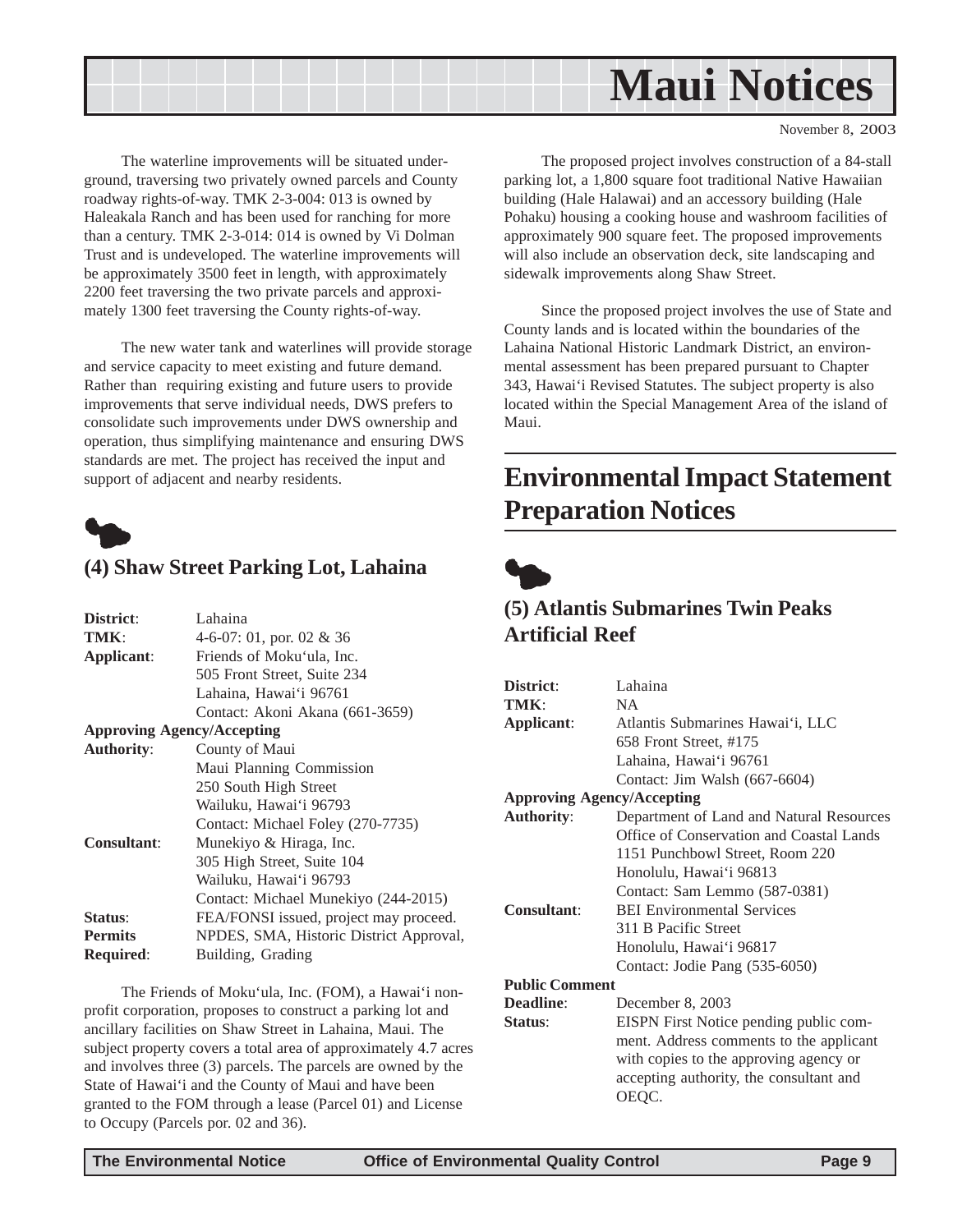# Maui Notices

November 8, 2003

The waterline improvements will be situated underground, traversing two privately owned parcels and County roadway rights-of-way. TMK 2-3-004: 013 is owned by Haleakala Ranch and has been used for ranching for more than a century. TMK 2-3-014: 014 is owned by Vi Dolman Trust and is undeveloped. The waterline improvements will be approximately 3500 feet in length, with approximately 2200 feet traversing the two private parcels and approximately 1300 feet traversing the County rights-of-way.

The new water tank and waterlines will provide storage and service capacity to meet existing and future demand. Rather than requiring existing and future users to provide improvements that serve individual needs, DWS prefers to consolidate such improvements under DWS ownership and operation, thus simplifying maintenance and ensuring DWS standards are met. The project has received the input and support of adjacent and nearby residents.

## (4) Shaw Street Parking Lot, Lahaina

| | |
|---|---|
| **District**: | Lahaina |
| **TMK**: | 4-6-07: 01, por. 02 & 36 |
| **Applicant**: | Friends of Moku'ula, Inc. |
| | 505 Front Street, Suite 234 |
| | Lahaina, Hawai'i 96761 |
| | Contact: Akoni Akana (661-3659) |
| **Approving Agency/Accepting Authority**: | County of Maui |
| | Maui Planning Commission |
| | 250 South High Street |
| | Wailuku, Hawai'i 96793 |
| | Contact: Michael Foley (270-7735) |
| **Consultant**: | Munekiyo & Hiraga, Inc. |
| | 305 High Street, Suite 104 |
| | Wailuku, Hawai'i 96793 |
| | Contact: Michael Munekiyo (244-2015) |
| **Status**: | FEA/FONSI issued, project may proceed. |
| **Permits Required**: | NPDES, SMA, Historic District Approval, Building, Grading |

The Friends of Moku'ula, Inc. (FOM), a Hawai'i nonprofit corporation, proposes to construct a parking lot and ancillary facilities on Shaw Street in Lahaina, Maui. The subject property covers a total area of approximately 4.7 acres and involves three (3) parcels. The parcels are owned by the State of Hawai'i and the County of Maui and have been granted to the FOM through a lease (Parcel 01) and License to Occupy (Parcels por. 02 and 36).

The proposed project involves construction of a 84-stall parking lot, a 1,800 square foot traditional Native Hawaiian building (Hale Halawai) and an accessory building (Hale Pohaku) housing a cooking house and washroom facilities of approximately 900 square feet. The proposed improvements will also include an observation deck, site landscaping and sidewalk improvements along Shaw Street.

Since the proposed project involves the use of State and County lands and is located within the boundaries of the Lahaina National Historic Landmark District, an environmental assessment has been prepared pursuant to Chapter 343, Hawai'i Revised Statutes. The subject property is also located within the Special Management Area of the island of Maui.

# Environmental Impact Statement Preparation Notices

## (5) Atlantis Submarines Twin Peaks Artificial Reef

| | |
|---|---|
| **District**: | Lahaina |
| **TMK**: | NA |
| **Applicant**: | Atlantis Submarines Hawai'i, LLC |
| | 658 Front Street, #175 |
| | Lahaina, Hawai'i 96761 |
| | Contact: Jim Walsh (667-6604) |
| **Approving Agency/Accepting Authority**: | Department of Land and Natural Resources |
| | Office of Conservation and Coastal Lands |
| | 1151 Punchbowl Street, Room 220 |
| | Honolulu, Hawai'i 96813 |
| | Contact: Sam Lemmo (587-0381) |
| **Consultant**: | BEI Environmental Services |
| | 311 B Pacific Street |
| | Honolulu, Hawai'i 96817 |
| | Contact: Jodie Pang (535-6050) |
| **Public Comment Deadline**: | December 8, 2003 |
| **Status**: | EISPN First Notice pending public comment. Address comments to the applicant with copies to the approving agency or accepting authority, the consultant and OEQC. |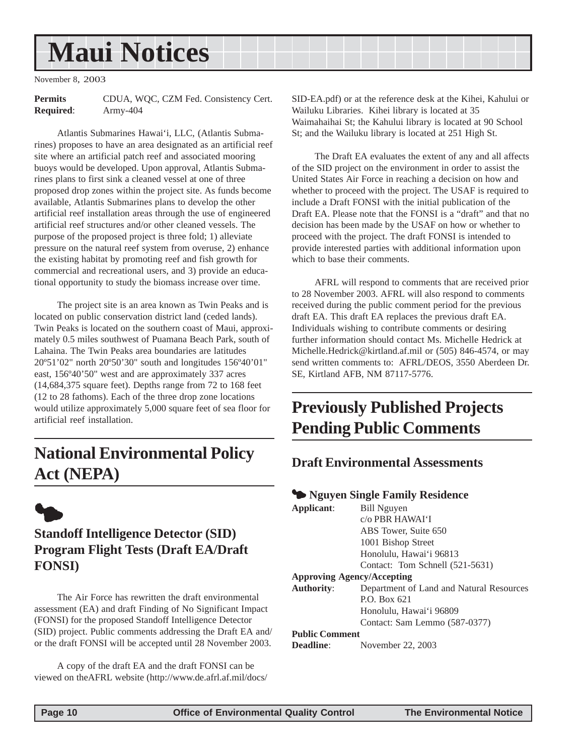# Maui Notices

November 8, 2003

**Permits Required**: CDUA, WQC, CZM Fed. Consistency Cert. Army-404

Atlantis Submarines Hawai'i, LLC, (Atlantis Submarines) proposes to have an area designated as an artificial reef site where an artificial patch reef and associated mooring buoys would be developed. Upon approval, Atlantis Submarines plans to first sink a cleaned vessel at one of three proposed drop zones within the project site. As funds become available, Atlantis Submarines plans to develop the other artificial reef installation areas through the use of engineered artificial reef structures and/or other cleaned vessels. The purpose of the proposed project is three fold; 1) alleviate pressure on the natural reef system from overuse, 2) enhance the existing habitat by promoting reef and fish growth for commercial and recreational users, and 3) provide an educational opportunity to study the biomass increase over time.

The project site is an area known as Twin Peaks and is located on public conservation district land (ceded lands). Twin Peaks is located on the southern coast of Maui, approximately 0.5 miles southwest of Puamana Beach Park, south of Lahaina. The Twin Peaks area boundaries are latitudes 20º51'02" north 20º50'30" south and longitudes 156º40'01" east, 156º40'50" west and are approximately 337 acres (14,684,375 square feet). Depths range from 72 to 168 feet (12 to 28 fathoms). Each of the three drop zone locations would utilize approximately 5,000 square feet of sea floor for artificial reef installation.

## National Environmental Policy Act (NEPA)

### Standoff Intelligence Detector (SID) Program Flight Tests (Draft EA/Draft FONSI)

The Air Force has rewritten the draft environmental assessment (EA) and draft Finding of No Significant Impact (FONSI) for the proposed Standoff Intelligence Detector (SID) project. Public comments addressing the Draft EA and/or the draft FONSI will be accepted until 28 November 2003.

A copy of the draft EA and the draft FONSI can be viewed on theAFRL website (http://www.de.afrl.af.mil/docs/SID-EA.pdf) or at the reference desk at the Kihei, Kahului or Wailuku Libraries. Kihei library is located at 35 Waimahaihai St; the Kahului library is located at 90 School St; and the Wailuku library is located at 251 High St.

The Draft EA evaluates the extent of any and all affects of the SID project on the environment in order to assist the United States Air Force in reaching a decision on how and whether to proceed with the project. The USAF is required to include a Draft FONSI with the initial publication of the Draft EA. Please note that the FONSI is a "draft" and that no decision has been made by the USAF on how or whether to proceed with the project. The draft FONSI is intended to provide interested parties with additional information upon which to base their comments.

AFRL will respond to comments that are received prior to 28 November 2003. AFRL will also respond to comments received during the public comment period for the previous draft EA. This draft EA replaces the previous draft EA. Individuals wishing to contribute comments or desiring further information should contact Ms. Michelle Hedrick at Michelle.Hedrick@kirtland.af.mil or (505) 846-4574, or may send written comments to: AFRL/DEOS, 3550 Aberdeen Dr. SE, Kirtland AFB, NM 87117-5776.

## Previously Published Projects Pending Public Comments

### Draft Environmental Assessments

#### Nguyen Single Family Residence

**Applicant**: Bill Nguyen
c/o PBR HAWAI'I
ABS Tower, Suite 650
1001 Bishop Street
Honolulu, Hawai'i 96813
Contact: Tom Schnell (521-5631)

**Approving Agency/Accepting Authority**: Department of Land and Natural Resources
P.O. Box 621
Honolulu, Hawai'i 96809
Contact: Sam Lemmo (587-0377)

**Public Comment Deadline**: November 22, 2003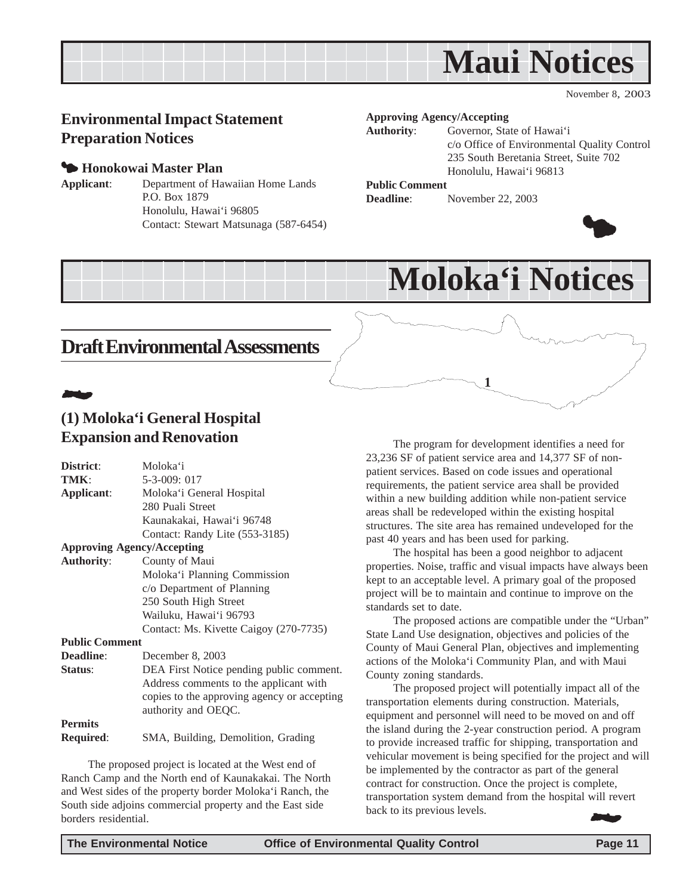# Maui Notices

November 8, 2003

## Environmental Impact Statement Preparation Notices

### Honokowai Master Plan

**Applicant**: Department of Hawaiian Home Lands
P.O. Box 1879
Honolulu, Hawai'i 96805
Contact: Stewart Matsunaga (587-6454)

**Approving Agency/Accepting Authority**: Governor, State of Hawai'i
c/o Office of Environmental Quality Control
235 South Beretania Street, Suite 702
Honolulu, Hawai'i 96813

**Public Comment Deadline**: November 22, 2003

# Moloka'i Notices

## Draft Environmental Assessments

### (1) Moloka'i General Hospital Expansion and Renovation

**District**: Moloka'i

**TMK**: 5-3-009: 017

**Applicant**: Moloka'i General Hospital
280 Puali Street
Kaunakakai, Hawai'i 96748
Contact: Randy Lite (553-3185)

**Approving Agency/Accepting Authority**: County of Maui
Moloka'i Planning Commission
c/o Department of Planning
250 South High Street
Wailuku, Hawai'i 96793
Contact: Ms. Kivette Caigoy (270-7735)

**Public Comment Deadline**: December 8, 2003

**Status**: DEA First Notice pending public comment. Address comments to the applicant with copies to the approving agency or accepting authority and OEQC.

**Permits Required**: SMA, Building, Demolition, Grading

The proposed project is located at the West end of Ranch Camp and the North end of Kaunakakai. The North and West sides of the property border Moloka'i Ranch, the South side adjoins commercial property and the East side borders residential.

The program for development identifies a need for 23,236 SF of patient service area and 14,377 SF of non-patient services. Based on code issues and operational requirements, the patient service area shall be provided within a new building addition while non-patient service areas shall be redeveloped within the existing hospital structures. The site area has remained undeveloped for the past 40 years and has been used for parking.

The hospital has been a good neighbor to adjacent properties. Noise, traffic and visual impacts have always been kept to an acceptable level. A primary goal of the proposed project will be to maintain and continue to improve on the standards set to date.

The proposed actions are compatible under the "Urban" State Land Use designation, objectives and policies of the County of Maui General Plan, objectives and implementing actions of the Moloka'i Community Plan, and with Maui County zoning standards.

The proposed project will potentially impact all of the transportation elements during construction. Materials, equipment and personnel will need to be moved on and off the island during the 2-year construction period. A program to provide increased traffic for shipping, transportation and vehicular movement is being specified for the project and will be implemented by the contractor as part of the general contract for construction. Once the project is complete, transportation system demand from the hospital will revert back to its previous levels.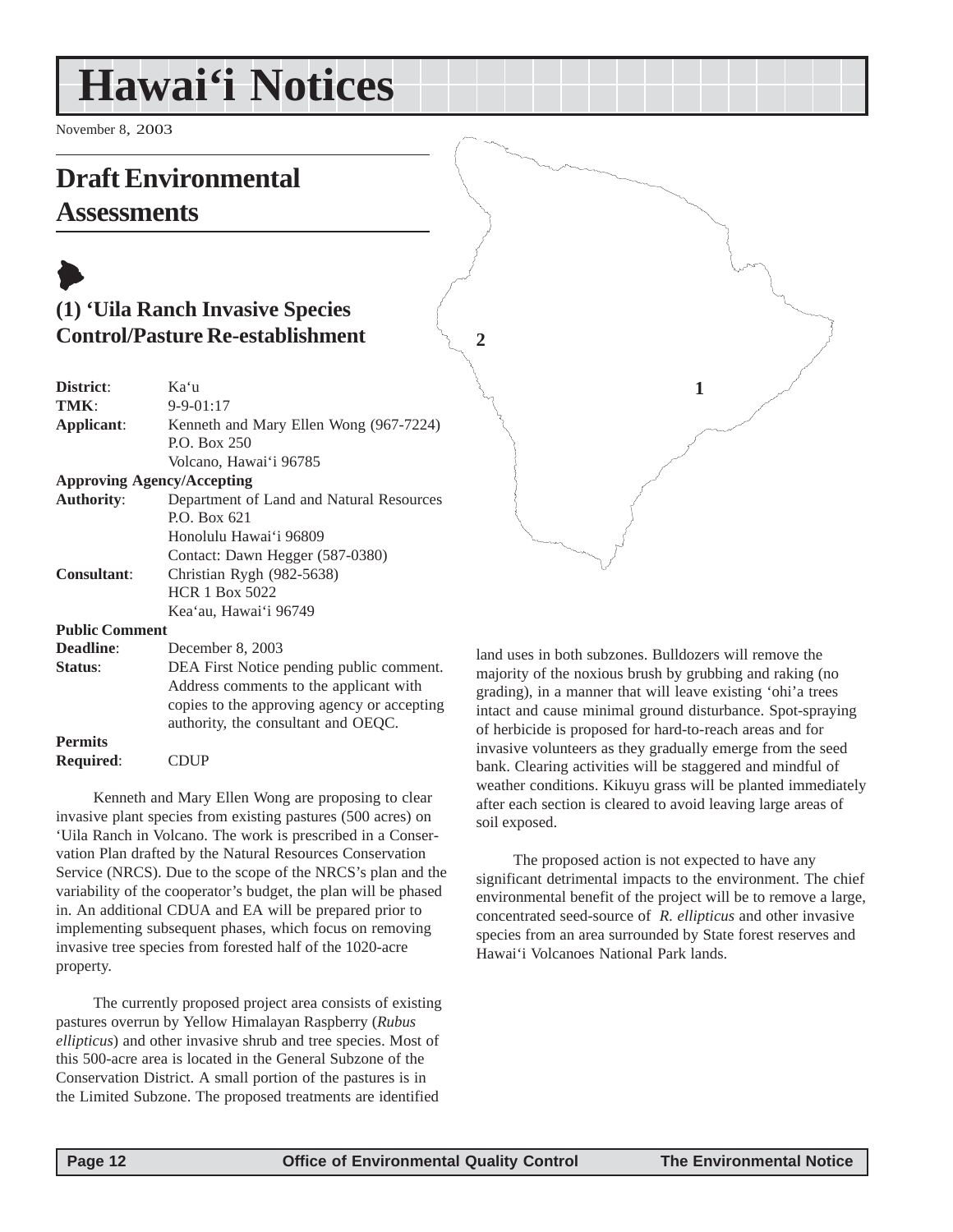# Hawai'i Notices

November 8, 2003

## Draft Environmental Assessments

### (1) 'Uila Ranch Invasive Species Control/Pasture Re-establishment

**District**: Ka'u
**TMK**: 9-9-01:17
**Applicant**: Kenneth and Mary Ellen Wong (967-7224)
P.O. Box 250
Volcano, Hawai'i 96785
**Approving Agency/Accepting Authority**: Department of Land and Natural Resources
P.O. Box 621
Honolulu Hawai'i 96809
Contact: Dawn Hegger (587-0380)
**Consultant**: Christian Rygh (982-5638)
HCR 1 Box 5022
Kea'au, Hawai'i 96749
**Public Comment Deadline**: December 8, 2003
**Status**: DEA First Notice pending public comment. Address comments to the applicant with copies to the approving agency or accepting authority, the consultant and OEQC.
**Permits Required**: CDUP

Kenneth and Mary Ellen Wong are proposing to clear invasive plant species from existing pastures (500 acres) on 'Uila Ranch in Volcano. The work is prescribed in a Conservation Plan drafted by the Natural Resources Conservation Service (NRCS). Due to the scope of the NRCS's plan and the variability of the cooperator's budget, the plan will be phased in. An additional CDUA and EA will be prepared prior to implementing subsequent phases, which focus on removing invasive tree species from forested half of the 1020-acre property.

The currently proposed project area consists of existing pastures overrun by Yellow Himalayan Raspberry (*Rubus ellipticus*) and other invasive shrub and tree species. Most of this 500-acre area is located in the General Subzone of the Conservation District. A small portion of the pastures is in the Limited Subzone. The proposed treatments are identified land uses in both subzones. Bulldozers will remove the majority of the noxious brush by grubbing and raking (no grading), in a manner that will leave existing 'ohi'a trees intact and cause minimal ground disturbance. Spot-spraying of herbicide is proposed for hard-to-reach areas and for invasive volunteers as they gradually emerge from the seed bank. Clearing activities will be staggered and mindful of weather conditions. Kikuyu grass will be planted immediately after each section is cleared to avoid leaving large areas of soil exposed.

The proposed action is not expected to have any significant detrimental impacts to the environment. The chief environmental benefit of the project will be to remove a large, concentrated seed-source of *R. ellipticus* and other invasive species from an area surrounded by State forest reserves and Hawai'i Volcanoes National Park lands.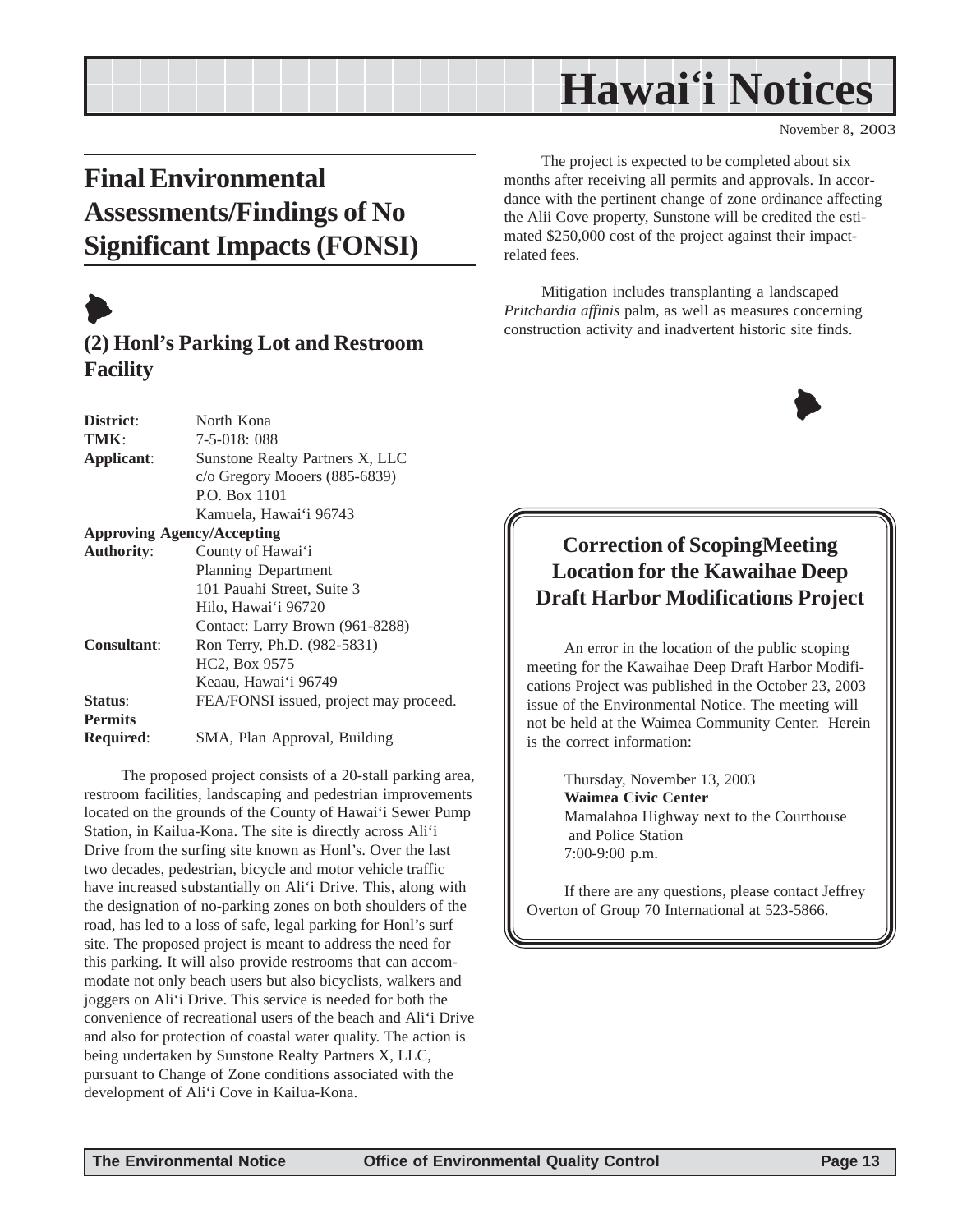# Hawai'i Notices

November 8, 2003

## Final Environmental Assessments/Findings of No Significant Impacts (FONSI)

### (2) Honl's Parking Lot and Restroom Facility

**District**: North Kona
**TMK**: 7-5-018: 088
**Applicant**: Sunstone Realty Partners X, LLC
c/o Gregory Mooers (885-6839)
P.O. Box 1101
Kamuela, Hawai'i 96743
**Approving Agency/Accepting Authority**: County of Hawai'i
Planning Department
101 Pauahi Street, Suite 3
Hilo, Hawai'i 96720
Contact: Larry Brown (961-8288)
**Consultant**: Ron Terry, Ph.D. (982-5831)
HC2, Box 9575
Keaau, Hawai'i 96749
**Status**: FEA/FONSI issued, project may proceed.
**Permits Required**: SMA, Plan Approval, Building

The proposed project consists of a 20-stall parking area, restroom facilities, landscaping and pedestrian improvements located on the grounds of the County of Hawai'i Sewer Pump Station, in Kailua-Kona. The site is directly across Ali'i Drive from the surfing site known as Honl's. Over the last two decades, pedestrian, bicycle and motor vehicle traffic have increased substantially on Ali'i Drive. This, along with the designation of no-parking zones on both shoulders of the road, has led to a loss of safe, legal parking for Honl's surf site. The proposed project is meant to address the need for this parking. It will also provide restrooms that can accommodate not only beach users but also bicyclists, walkers and joggers on Ali'i Drive. This service is needed for both the convenience of recreational users of the beach and Ali'i Drive and also for protection of coastal water quality. The action is being undertaken by Sunstone Realty Partners X, LLC, pursuant to Change of Zone conditions associated with the development of Ali'i Cove in Kailua-Kona.

The project is expected to be completed about six months after receiving all permits and approvals. In accordance with the pertinent change of zone ordinance affecting the Alii Cove property, Sunstone will be credited the estimated $250,000 cost of the project against their impact-related fees.

Mitigation includes transplanting a landscaped *Pritchardia affinis* palm, as well as measures concerning construction activity and inadvertent historic site finds.

### Correction of ScopingMeeting Location for the Kawaihae Deep Draft Harbor Modifications Project

An error in the location of the public scoping meeting for the Kawaihae Deep Draft Harbor Modifications Project was published in the October 23, 2003 issue of the Environmental Notice. The meeting will not be held at the Waimea Community Center. Herein is the correct information:

Thursday, November 13, 2003
**Waimea Civic Center**
Mamalahoa Highway next to the Courthouse and Police Station
7:00-9:00 p.m.

If there are any questions, please contact Jeffrey Overton of Group 70 International at 523-5866.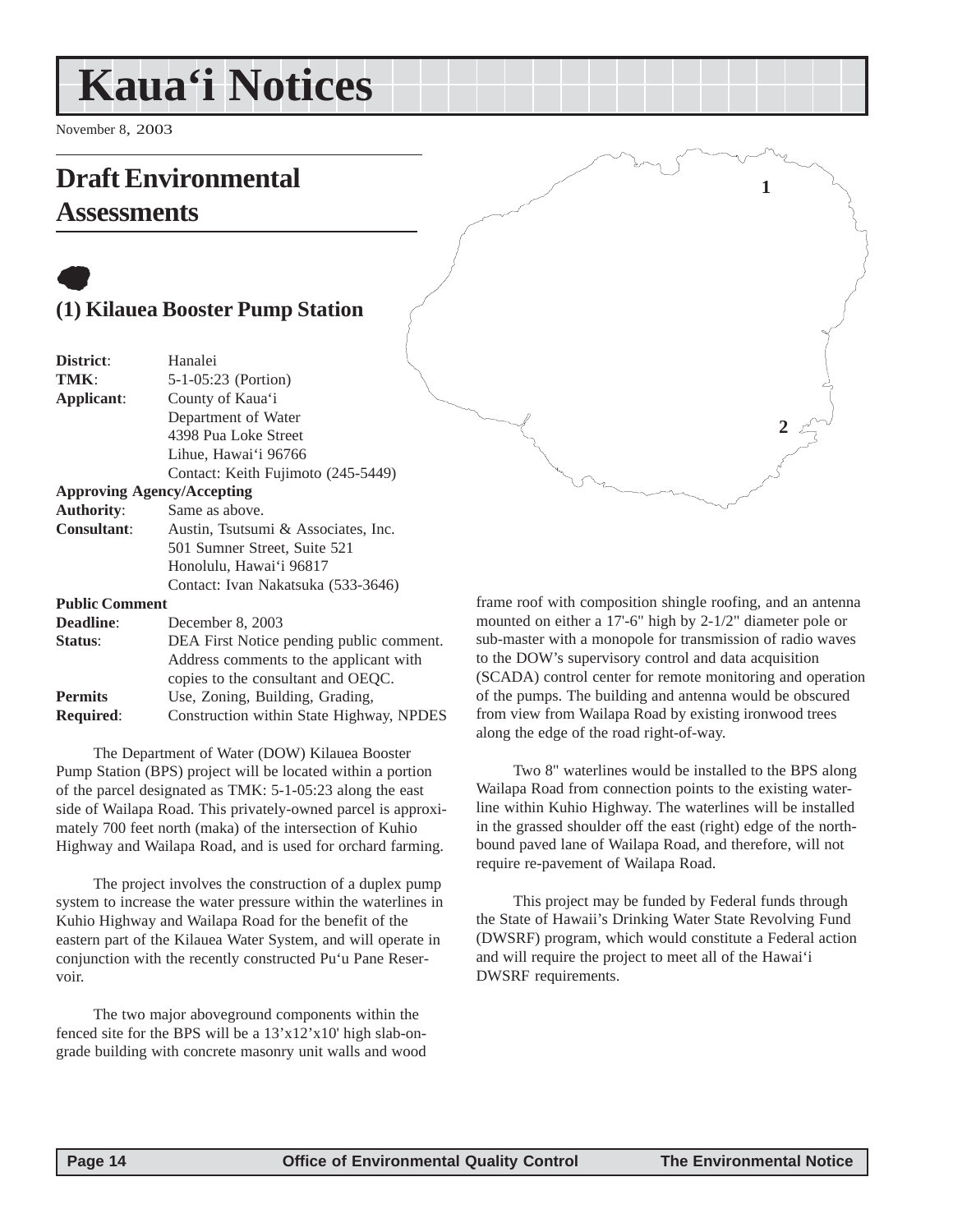# Kaua'i Notices

November 8, 2003

## Draft Environmental Assessments

### (1) Kilauea Booster Pump Station

**District**: Hanalei
**TMK**: 5-1-05:23 (Portion)
**Applicant**: County of Kaua'i
Department of Water
4398 Pua Loke Street
Lihue, Hawai'i 96766
Contact: Keith Fujimoto (245-5449)
**Approving Agency/Accepting Authority**: Same as above.
**Consultant**: Austin, Tsutsumi & Associates, Inc.
501 Sumner Street, Suite 521
Honolulu, Hawai'i 96817
Contact: Ivan Nakatsuka (533-3646)
**Public Comment Deadline**: December 8, 2003
**Status**: DEA First Notice pending public comment. Address comments to the applicant with copies to the consultant and OEQC.
**Permits Required**: Use, Zoning, Building, Grading, Construction within State Highway, NPDES

The Department of Water (DOW) Kilauea Booster Pump Station (BPS) project will be located within a portion of the parcel designated as TMK: 5-1-05:23 along the east side of Wailapa Road. This privately-owned parcel is approximately 700 feet north (maka) of the intersection of Kuhio Highway and Wailapa Road, and is used for orchard farming.

The project involves the construction of a duplex pump system to increase the water pressure within the waterlines in Kuhio Highway and Wailapa Road for the benefit of the eastern part of the Kilauea Water System, and will operate in conjunction with the recently constructed Pu'u Pane Reservoir.

The two major aboveground components within the fenced site for the BPS will be a 13'x12'x10' high slab-on-grade building with concrete masonry unit walls and wood frame roof with composition shingle roofing, and an antenna mounted on either a 17'-6" high by 2-1/2" diameter pole or sub-master with a monopole for transmission of radio waves to the DOW's supervisory control and data acquisition (SCADA) control center for remote monitoring and operation of the pumps. The building and antenna would be obscured from view from Wailapa Road by existing ironwood trees along the edge of the road right-of-way.

Two 8" waterlines would be installed to the BPS along Wailapa Road from connection points to the existing waterline within Kuhio Highway. The waterlines will be installed in the grassed shoulder off the east (right) edge of the northbound paved lane of Wailapa Road, and therefore, will not require re-pavement of Wailapa Road.

This project may be funded by Federal funds through the State of Hawaii's Drinking Water State Revolving Fund (DWSRF) program, which would constitute a Federal action and will require the project to meet all of the Hawai'i DWSRF requirements.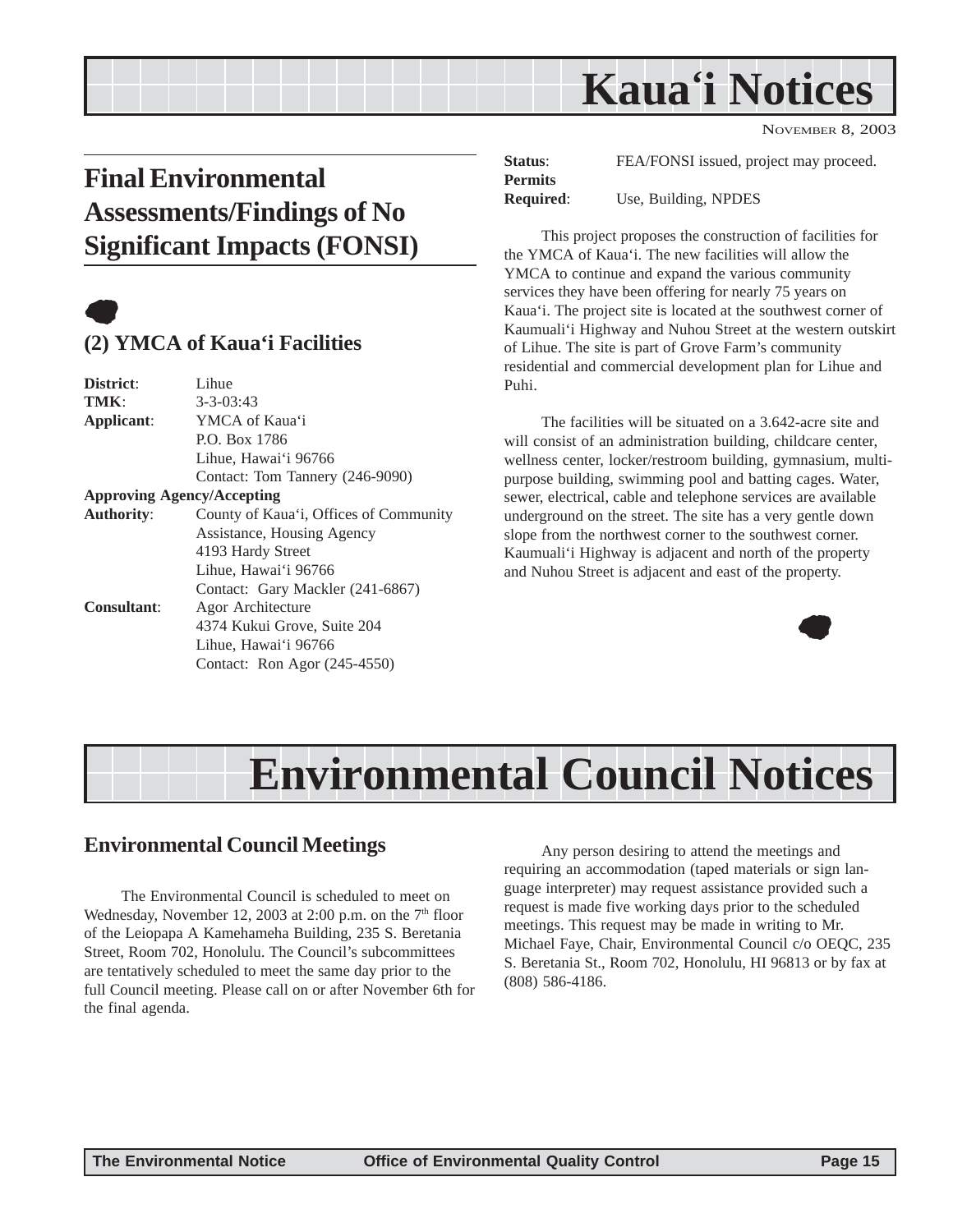# Kaua'i Notices

NOVEMBER 8, 2003

## Final Environmental Assessments/Findings of No Significant Impacts (FONSI)

### (2) YMCA of Kaua'i Facilities

**District**: Lihue
**TMK**: 3-3-03:43
**Applicant**: YMCA of Kaua'i
P.O. Box 1786
Lihue, Hawai'i 96766
Contact: Tom Tannery (246-9090)

**Approving Agency/Accepting Authority**: County of Kaua'i, Offices of Community Assistance, Housing Agency
4193 Hardy Street
Lihue, Hawai'i 96766
Contact: Gary Mackler (241-6867)

**Consultant**: Agor Architecture
4374 Kukui Grove, Suite 204
Lihue, Hawai'i 96766
Contact: Ron Agor (245-4550)

**Status**: FEA/FONSI issued, project may proceed.
**Permits Required**: Use, Building, NPDES

This project proposes the construction of facilities for the YMCA of Kaua'i. The new facilities will allow the YMCA to continue and expand the various community services they have been offering for nearly 75 years on Kaua'i. The project site is located at the southwest corner of Kaumuali'i Highway and Nuhou Street at the western outskirt of Lihue. The site is part of Grove Farm's community residential and commercial development plan for Lihue and Puhi.

The facilities will be situated on a 3.642-acre site and will consist of an administration building, childcare center, wellness center, locker/restroom building, gymnasium, multi-purpose building, swimming pool and batting cages. Water, sewer, electrical, cable and telephone services are available underground on the street. The site has a very gentle down slope from the northwest corner to the southwest corner. Kaumuali'i Highway is adjacent and north of the property and Nuhou Street is adjacent and east of the property.

# Environmental Council Notices

## Environmental Council Meetings

The Environmental Council is scheduled to meet on Wednesday, November 12, 2003 at 2:00 p.m. on the 7th floor of the Leiopapa A Kamehameha Building, 235 S. Beretania Street, Room 702, Honolulu. The Council's subcommittees are tentatively scheduled to meet the same day prior to the full Council meeting. Please call on or after November 6th for the final agenda.

Any person desiring to attend the meetings and requiring an accommodation (taped materials or sign language interpreter) may request assistance provided such a request is made five working days prior to the scheduled meetings. This request may be made in writing to Mr. Michael Faye, Chair, Environmental Council c/o OEQC, 235 S. Beretania St., Room 702, Honolulu, HI 96813 or by fax at (808) 586-4186.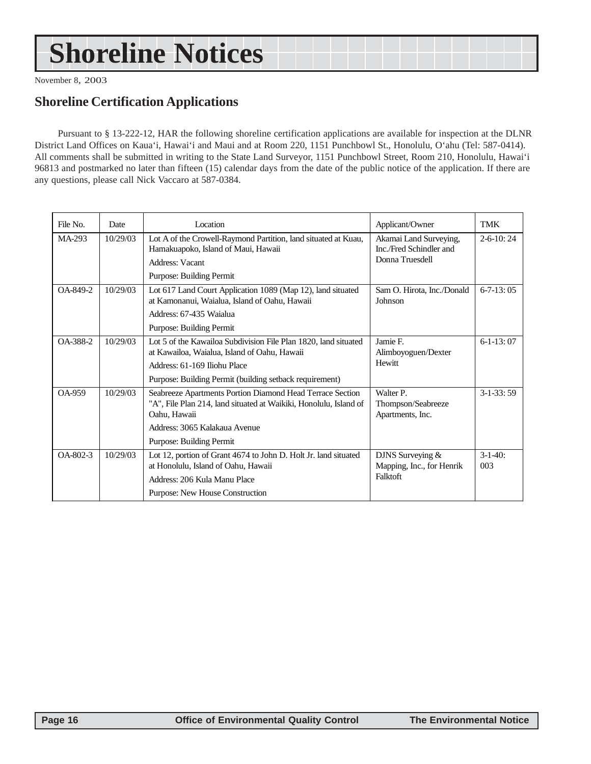# Shoreline Notices

November 8, 2003

## Shoreline Certification Applications

Pursuant to § 13-222-12, HAR the following shoreline certification applications are available for inspection at the DLNR District Land Offices on Kaua'i, Hawai'i and Maui and at Room 220, 1151 Punchbowl St., Honolulu, O'ahu (Tel: 587-0414). All comments shall be submitted in writing to the State Land Surveyor, 1151 Punchbowl Street, Room 210, Honolulu, Hawai'i 96813 and postmarked no later than fifteen (15) calendar days from the date of the public notice of the application. If there are any questions, please call Nick Vaccaro at 587-0384.

| File No. | Date | Location | Applicant/Owner | TMK |
|---|---|---|---|---|
| MA-293 | 10/29/03 | Lot A of the Crowell-Raymond Partition, land situated at Kuau, Hamakuapoko, Island of Maui, Hawaii<br>Address: Vacant<br>Purpose: Building Permit | Akamai Land Surveying, Inc./Fred Schindler and Donna Truesdell | 2-6-10: 24 |
| OA-849-2 | 10/29/03 | Lot 617 Land Court Application 1089 (Map 12), land situated at Kamonanui, Waialua, Island of Oahu, Hawaii<br>Address: 67-435 Waialua<br>Purpose: Building Permit | Sam O. Hirota, Inc./Donald Johnson | 6-7-13: 05 |
| OA-388-2 | 10/29/03 | Lot 5 of the Kawailoa Subdivision File Plan 1820, land situated at Kawailoa, Waialua, Island of Oahu, Hawaii<br>Address: 61-169 Iliohu Place<br>Purpose: Building Permit (building setback requirement) | Jamie F. Alimboyoguen/Dexter Hewitt | 6-1-13: 07 |
| OA-959 | 10/29/03 | Seabreeze Apartments Portion Diamond Head Terrace Section "A", File Plan 214, land situated at Waikiki, Honolulu, Island of Oahu, Hawaii<br>Address: 3065 Kalakaua Avenue<br>Purpose: Building Permit | Walter P. Thompson/Seabreeze Apartments, Inc. | 3-1-33: 59 |
| OA-802-3 | 10/29/03 | Lot 12, portion of Grant 4674 to John D. Holt Jr. land situated at Honolulu, Island of Oahu, Hawaii<br>Address: 206 Kula Manu Place<br>Purpose: New House Construction | DJNS Surveying & Mapping, Inc., for Henrik Falktoft | 3-1-40: 003 |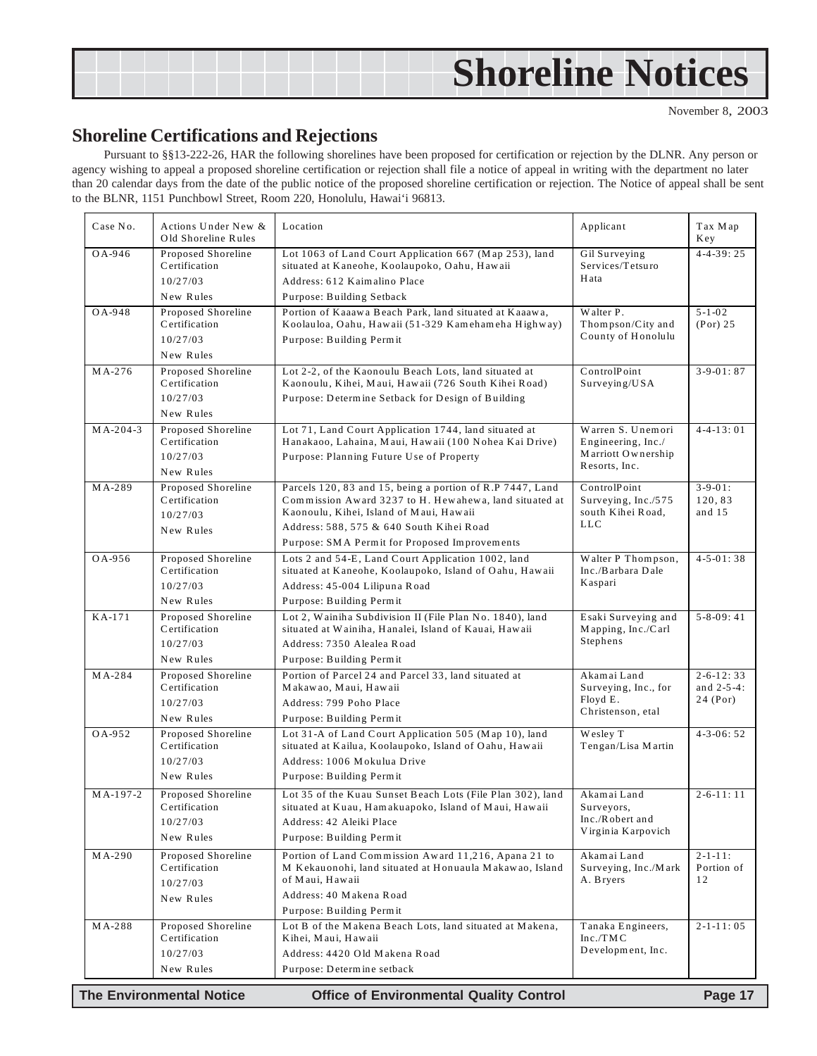# Shoreline Notices

November 8, 2003

## Shoreline Certifications and Rejections

Pursuant to §§13-222-26, HAR the following shorelines have been proposed for certification or rejection by the DLNR. Any person or agency wishing to appeal a proposed shoreline certification or rejection shall file a notice of appeal in writing with the department no later than 20 calendar days from the date of the public notice of the proposed shoreline certification or rejection. The Notice of appeal shall be sent to the BLNR, 1151 Punchbowl Street, Room 220, Honolulu, Hawai'i 96813.

| Case No. | Actions Under New & Old Shoreline Rules | Location | Applicant | Tax Map Key |
|---|---|---|---|---|
| OA-946 | Proposed Shoreline Certification<br>10/27/03<br>New Rules | Lot 1063 of Land Court Application 667 (Map 253), land situated at Kaneohe, Koolaupoko, Oahu, Hawaii<br>Address: 612 Kaimalino Place<br>Purpose: Building Setback | Gil Surveying Services/Tetsuro Hata | 4-4-39: 25 |
| OA-948 | Proposed Shoreline Certification<br>10/27/03<br>New Rules | Portion of Kaaawa Beach Park, land situated at Kaaawa, Koolauloa, Oahu, Hawaii (51-329 Kamehameha Highway)<br>Purpose: Building Permit | Walter P. Thompson/City and County of Honolulu | 5-1-02 (Por) 25 |
| MA-276 | Proposed Shoreline Certification<br>10/27/03<br>New Rules | Lot 2-2, of the Kaonoulu Beach Lots, land situated at Kaonoulu, Kihei, Maui, Hawaii (726 South Kihei Road)<br>Purpose: Determine Setback for Design of Building | ControlPoint Surveying/USA | 3-9-01: 87 |
| MA-204-3 | Proposed Shoreline Certification<br>10/27/03<br>New Rules | Lot 71, Land Court Application 1744, land situated at Hanakaoo, Lahaina, Maui, Hawaii (100 Nohea Kai Drive)<br>Purpose: Planning Future Use of Property | Warren S. Unemori Engineering, Inc./ Marriott Ownership Resorts, Inc. | 4-4-13: 01 |
| MA-289 | Proposed Shoreline Certification<br>10/27/03<br>New Rules | Parcels 120, 83 and 15, being a portion of R.P 7447, Land Commission Award 3237 to H. Hewahewa, land situated at Kaonoulu, Kihei, Island of Maui, Hawaii<br>Address: 588, 575 & 640 South Kihei Road<br>Purpose: SMA Permit for Proposed Improvements | ControlPoint Surveying, Inc./575 south Kihei Road, LLC | 3-9-01: 120, 83 and 15 |
| OA-956 | Proposed Shoreline Certification<br>10/27/03<br>New Rules | Lots 2 and 54-E, Land Court Application 1002, land situated at Kaneohe, Koolaupoko, Island of Oahu, Hawaii<br>Address: 45-004 Lilipuna Road<br>Purpose: Building Permit | Walter P Thompson, Inc./Barbara Dale Kaspari | 4-5-01: 38 |
| KA-171 | Proposed Shoreline Certification<br>10/27/03<br>New Rules | Lot 2, Wainiha Subdivision II (File Plan No. 1840), land situated at Wainiha, Hanalei, Island of Kauai, Hawaii<br>Address: 7350 Alealea Road<br>Purpose: Building Permit | Esaki Surveying and Mapping, Inc./Carl Stephens | 5-8-09: 41 |
| MA-284 | Proposed Shoreline Certification<br>10/27/03<br>New Rules | Portion of Parcel 24 and Parcel 33, land situated at Makawao, Maui, Hawaii<br>Address: 799 Poho Place<br>Purpose: Building Permit | Akamai Land Surveying, Inc., for Floyd E. Christenson, etal | 2-6-12: 33 and 2-5-4: 24 (Por) |
| OA-952 | Proposed Shoreline Certification<br>10/27/03<br>New Rules | Lot 31-A of Land Court Application 505 (Map 10), land situated at Kailua, Koolaupoko, Island of Oahu, Hawaii<br>Address: 1006 Mokulua Drive<br>Purpose: Building Permit | Wesley T Tengan/Lisa Martin | 4-3-06: 52 |
| MA-197-2 | Proposed Shoreline Certification<br>10/27/03<br>New Rules | Lot 35 of the Kuau Sunset Beach Lots (File Plan 302), land situated at Kuau, Hamakuapoko, Island of Maui, Hawaii<br>Address: 42 Aleiki Place<br>Purpose: Building Permit | Akamai Land Surveyors, Inc./Robert and Virginia Karpovich | 2-6-11: 11 |
| MA-290 | Proposed Shoreline Certification<br>10/27/03<br>New Rules | Portion of Land Commission Award 11,216, Apana 21 to M Kekauonohi, land situated at Honuaula Makawao, Island of Maui, Hawaii<br>Address: 40 Makena Road<br>Purpose: Building Permit | Akamai Land Surveying, Inc./Mark A. Bryers | 2-1-11: Portion of 12 |
| MA-288 | Proposed Shoreline Certification<br>10/27/03<br>New Rules | Lot B of the Makena Beach Lots, land situated at Makena, Kihei, Maui, Hawaii<br>Address: 4420 Old Makena Road<br>Purpose: Determine setback | Tanaka Engineers, Inc./TMC Development, Inc. | 2-1-11: 05 |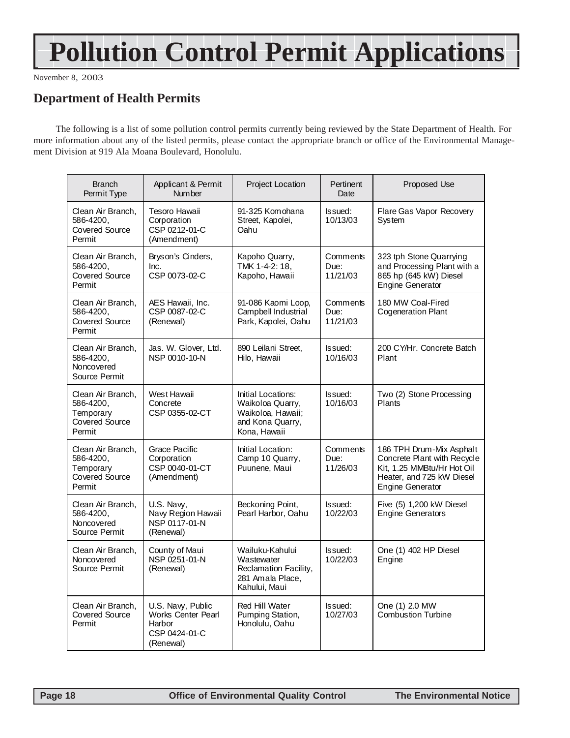# Pollution Control Permit Applications

November 8, 2003

## Department of Health Permits

The following is a list of some pollution control permits currently being reviewed by the State Department of Health. For more information about any of the listed permits, please contact the appropriate branch or office of the Environmental Management Division at 919 Ala Moana Boulevard, Honolulu.

| Branch Permit Type | Applicant & Permit Number | Project Location | Pertinent Date | Proposed Use |
|---|---|---|---|---|
| Clean Air Branch, 586-4200, Covered Source Permit | Tesoro Hawaii Corporation CSP 0212-01-C (Amendment) | 91-325 Komohana Street, Kapolei, Oahu | Issued: 10/13/03 | Flare Gas Vapor Recovery System |
| Clean Air Branch, 586-4200, Covered Source Permit | Bryson's Cinders, Inc. CSP 0073-02-C | Kapoho Quarry, TMK 1-4-2: 18, Kapoho, Hawaii | Comments Due: 11/21/03 | 323 tph Stone Quarrying and Processing Plant with a 865 hp (645 kW) Diesel Engine Generator |
| Clean Air Branch, 586-4200, Covered Source Permit | AES Hawaii, Inc. CSP 0087-02-C (Renewal) | 91-086 Kaomi Loop, Campbell Industrial Park, Kapolei, Oahu | Comments Due: 11/21/03 | 180 MW Coal-Fired Cogeneration Plant |
| Clean Air Branch, 586-4200, Noncovered Source Permit | Jas. W. Glover, Ltd. NSP 0010-10-N | 890 Leilani Street, Hilo, Hawaii | Issued: 10/16/03 | 200 CY/Hr. Concrete Batch Plant |
| Clean Air Branch, 586-4200, Temporary Covered Source Permit | West Hawaii Concrete CSP 0355-02-CT | Initial Locations: Waikoloa Quarry, Waikoloa, Hawaii; and Kona Quarry, Kona, Hawaii | Issued: 10/16/03 | Two (2) Stone Processing Plants |
| Clean Air Branch, 586-4200, Temporary Covered Source Permit | Grace Pacific Corporation CSP 0040-01-CT (Amendment) | Initial Location: Camp 10 Quarry, Puunene, Maui | Comments Due: 11/26/03 | 186 TPH Drum-Mix Asphalt Concrete Plant with Recycle Kit, 1.25 MMBtu/Hr Hot Oil Heater, and 725 kW Diesel Engine Generator |
| Clean Air Branch, 586-4200, Noncovered Source Permit | U.S. Navy, Navy Region Hawaii NSP 0117-01-N (Renewal) | Beckoning Point, Pearl Harbor, Oahu | Issued: 10/22/03 | Five (5) 1,200 kW Diesel Engine Generators |
| Clean Air Branch, Noncovered Source Permit | County of Maui NSP 0251-01-N (Renewal) | Wailuku-Kahului Wastewater Reclamation Facility, 281 Amala Place, Kahului, Maui | Issued: 10/22/03 | One (1) 402 HP Diesel Engine |
| Clean Air Branch, Covered Source Permit | U.S. Navy, Public Works Center Pearl Harbor CSP 0424-01-C (Renewal) | Red Hill Water Pumping Station, Honolulu, Oahu | Issued: 10/27/03 | One (1) 2.0 MW Combustion Turbine |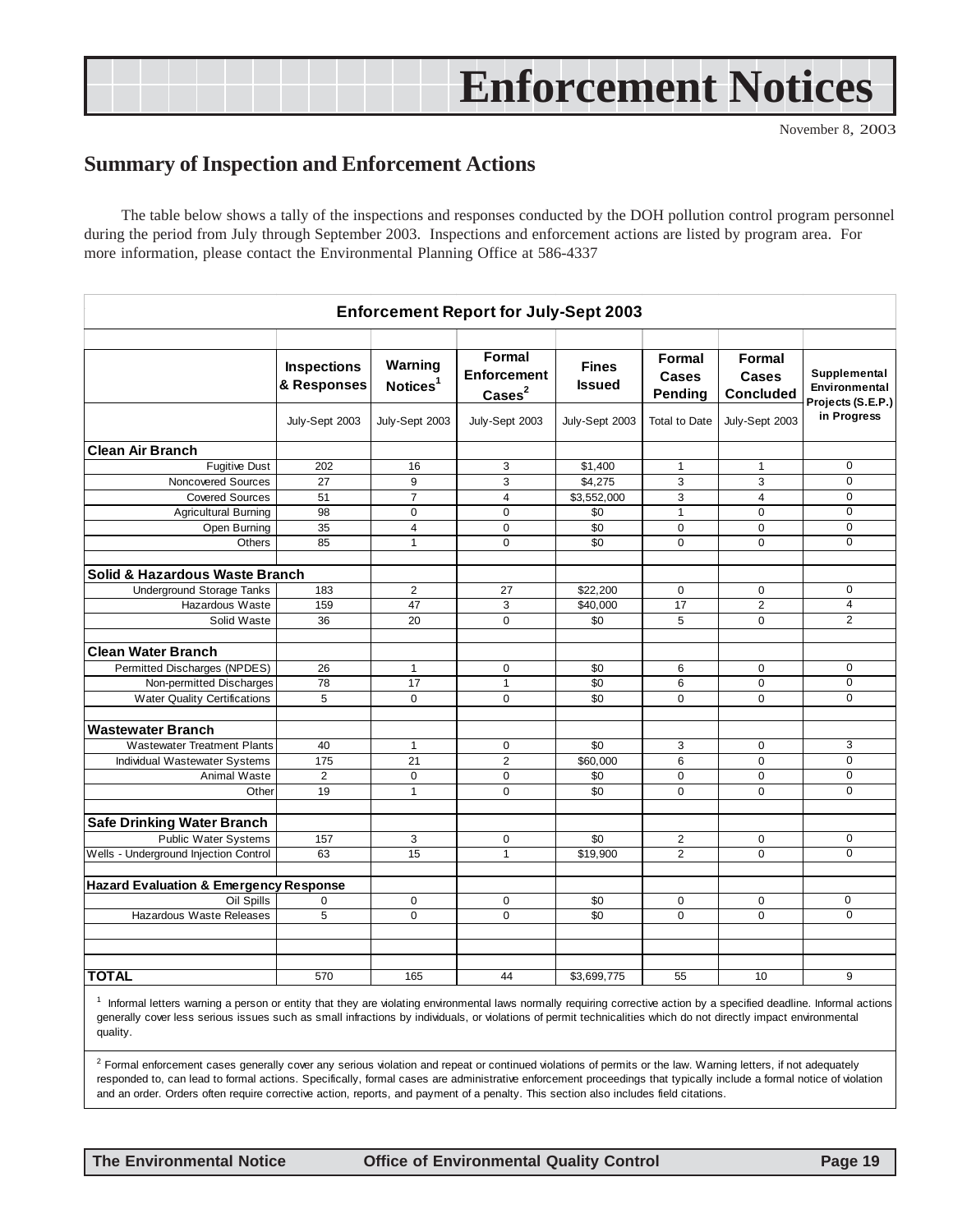# Enforcement Notices

November 8, 2003

## Summary of Inspection and Enforcement Actions

The table below shows a tally of the inspections and responses conducted by the DOH pollution control program personnel during the period from July through September 2003. Inspections and enforcement actions are listed by program area. For more information, please contact the Environmental Planning Office at 586-4337

**Enforcement Report for July-Sept 2003**

| | Inspections & Responses | Warning Notices[1] | Formal Enforcement Cases[2] | Fines Issued | Formal Cases Pending | Formal Cases Concluded | Supplemental Environmental Projects (S.E.P.) in Progress |
|---|---|---|---|---|---|---|---|
| | July-Sept 2003 | July-Sept 2003 | July-Sept 2003 | July-Sept 2003 | Total to Date | July-Sept 2003 | |
| **Clean Air Branch** | | | | | | | |
| Fugitive Dust | 202 | 16 | 3 | $1,400 | 1 | 1 | 0 |
| Noncovered Sources | 27 | 9 | 3 | $4,275 | 3 | 3 | 0 |
| Covered Sources | 51 | 7 | 4 | $3,552,000 | 3 | 4 | 0 |
| Agricultural Burning | 98 | 0 | 0 | $0 | 1 | 0 | 0 |
| Open Burning | 35 | 4 | 0 | $0 | 0 | 0 | 0 |
| Others | 85 | 1 | 0 | $0 | 0 | 0 | 0 |
| **Solid & Hazardous Waste Branch** | | | | | | | |
| Underground Storage Tanks | 183 | 2 | 27 | $22,200 | 0 | 0 | 0 |
| Hazardous Waste | 159 | 47 | 3 | $40,000 | 17 | 2 | 4 |
| Solid Waste | 36 | 20 | 0 | $0 | 5 | 0 | 2 |
| **Clean Water Branch** | | | | | | | |
| Permitted Discharges (NPDES) | 26 | 1 | 0 | $0 | 6 | 0 | 0 |
| Non-permitted Discharges | 78 | 17 | 1 | $0 | 6 | 0 | 0 |
| Water Quality Certifications | 5 | 0 | 0 | $0 | 0 | 0 | 0 |
| **Wastewater Branch** | | | | | | | |
| Wastewater Treatment Plants | 40 | 1 | 0 | $0 | 3 | 0 | 3 |
| Individual Wastewater Systems | 175 | 21 | 2 | $60,000 | 6 | 0 | 0 |
| Animal Waste | 2 | 0 | 0 | $0 | 0 | 0 | 0 |
| Other | 19 | 1 | 0 | $0 | 0 | 0 | 0 |
| **Safe Drinking Water Branch** | | | | | | | |
| Public Water Systems | 157 | 3 | 0 | $0 | 2 | 0 | 0 |
| Wells - Underground Injection Control | 63 | 15 | 1 | $19,900 | 2 | 0 | 0 |
| **Hazard Evaluation & Emergency Response** | | | | | | | |
| Oil Spills | 0 | 0 | 0 | $0 | 0 | 0 | 0 |
| Hazardous Waste Releases | 5 | 0 | 0 | $0 | 0 | 0 | 0 |
| **TOTAL** | 570 | 165 | 44 | $3,699,775 | 55 | 10 | 9 |

[1] Informal letters warning a person or entity that they are violating environmental laws normally requiring corrective action by a specified deadline. Informal actions generally cover less serious issues such as small infractions by individuals, or violations of permit technicalities which do not directly impact environmental quality.

[2] Formal enforcement cases generally cover any serious violation and repeat or continued violations of permits or the law. Warning letters, if not adequately responded to, can lead to formal actions. Specifically, formal cases are administrative enforcement proceedings that typically include a formal notice of violation and an order. Orders often require corrective action, reports, and payment of a penalty. This section also includes field citations.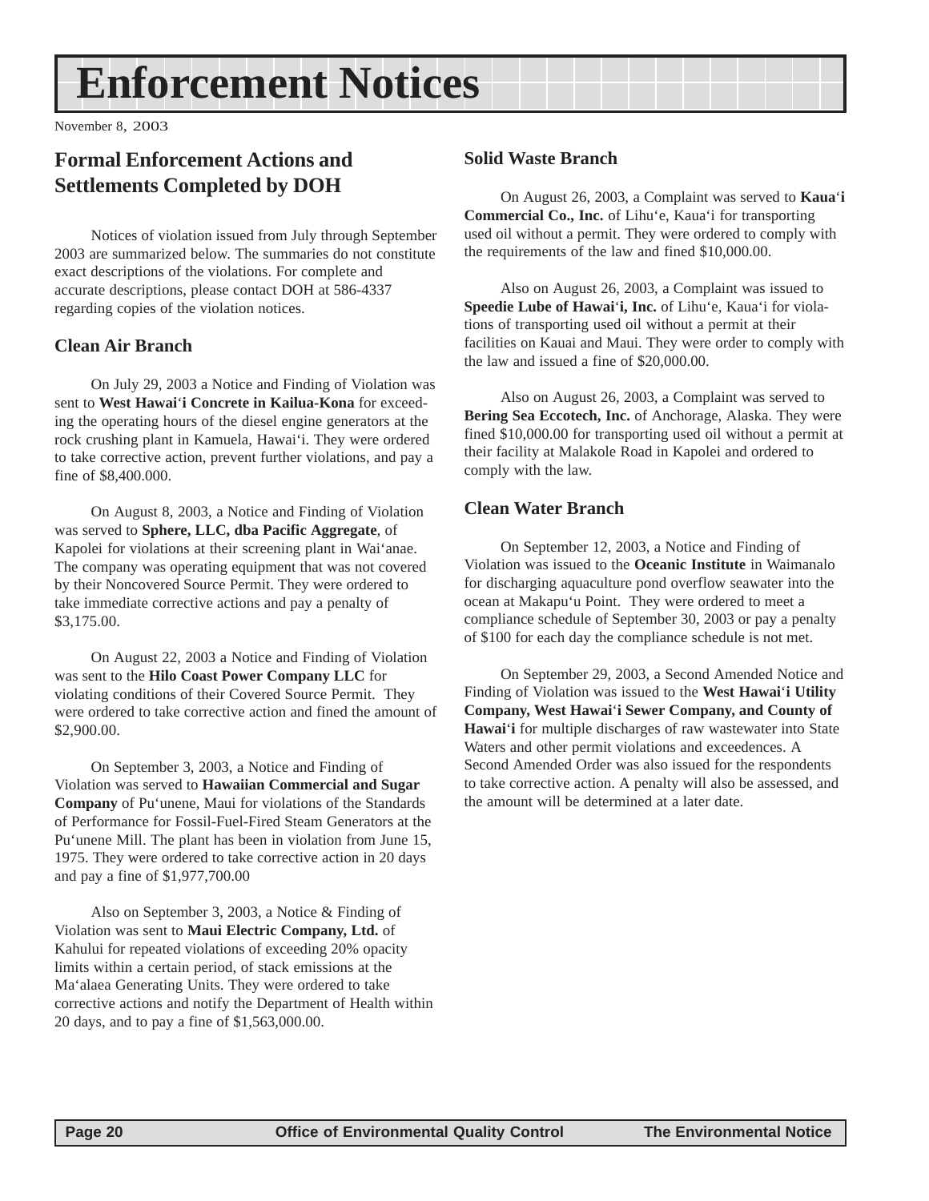# Enforcement Notices

November 8, 2003

## Formal Enforcement Actions and Settlements Completed by DOH

Notices of violation issued from July through September 2003 are summarized below. The summaries do not constitute exact descriptions of the violations. For complete and accurate descriptions, please contact DOH at 586-4337 regarding copies of the violation notices.

### Clean Air Branch

On July 29, 2003 a Notice and Finding of Violation was sent to **West Hawai'i Concrete in Kailua-Kona** for exceeding the operating hours of the diesel engine generators at the rock crushing plant in Kamuela, Hawai'i. They were ordered to take corrective action, prevent further violations, and pay a fine of $8,400.000.

On August 8, 2003, a Notice and Finding of Violation was served to **Sphere, LLC, dba Pacific Aggregate**, of Kapolei for violations at their screening plant in Wai'anae. The company was operating equipment that was not covered by their Noncovered Source Permit. They were ordered to take immediate corrective actions and pay a penalty of $3,175.00.

On August 22, 2003 a Notice and Finding of Violation was sent to the **Hilo Coast Power Company LLC** for violating conditions of their Covered Source Permit. They were ordered to take corrective action and fined the amount of $2,900.00.

On September 3, 2003, a Notice and Finding of Violation was served to **Hawaiian Commercial and Sugar Company** of Pu'unene, Maui for violations of the Standards of Performance for Fossil-Fuel-Fired Steam Generators at the Pu'unene Mill. The plant has been in violation from June 15, 1975. They were ordered to take corrective action in 20 days and pay a fine of $1,977,700.00

Also on September 3, 2003, a Notice & Finding of Violation was sent to **Maui Electric Company, Ltd.** of Kahului for repeated violations of exceeding 20% opacity limits within a certain period, of stack emissions at the Ma'alaea Generating Units. They were ordered to take corrective actions and notify the Department of Health within 20 days, and to pay a fine of $1,563,000.00.

### Solid Waste Branch

On August 26, 2003, a Complaint was served to **Kaua'i Commercial Co., Inc.** of Lihu'e, Kaua'i for transporting used oil without a permit. They were ordered to comply with the requirements of the law and fined $10,000.00.

Also on August 26, 2003, a Complaint was issued to **Speedie Lube of Hawai'i, Inc.** of Lihu'e, Kaua'i for violations of transporting used oil without a permit at their facilities on Kauai and Maui. They were order to comply with the law and issued a fine of $20,000.00.

Also on August 26, 2003, a Complaint was served to **Bering Sea Eccotech, Inc.** of Anchorage, Alaska. They were fined $10,000.00 for transporting used oil without a permit at their facility at Malakole Road in Kapolei and ordered to comply with the law.

### Clean Water Branch

On September 12, 2003, a Notice and Finding of Violation was issued to the **Oceanic Institute** in Waimanalo for discharging aquaculture pond overflow seawater into the ocean at Makapu'u Point. They were ordered to meet a compliance schedule of September 30, 2003 or pay a penalty of $100 for each day the compliance schedule is not met.

On September 29, 2003, a Second Amended Notice and Finding of Violation was issued to the **West Hawai'i Utility Company, West Hawai'i Sewer Company, and County of Hawai'i** for multiple discharges of raw wastewater into State Waters and other permit violations and exceedences. A Second Amended Order was also issued for the respondents to take corrective action. A penalty will also be assessed, and the amount will be determined at a later date.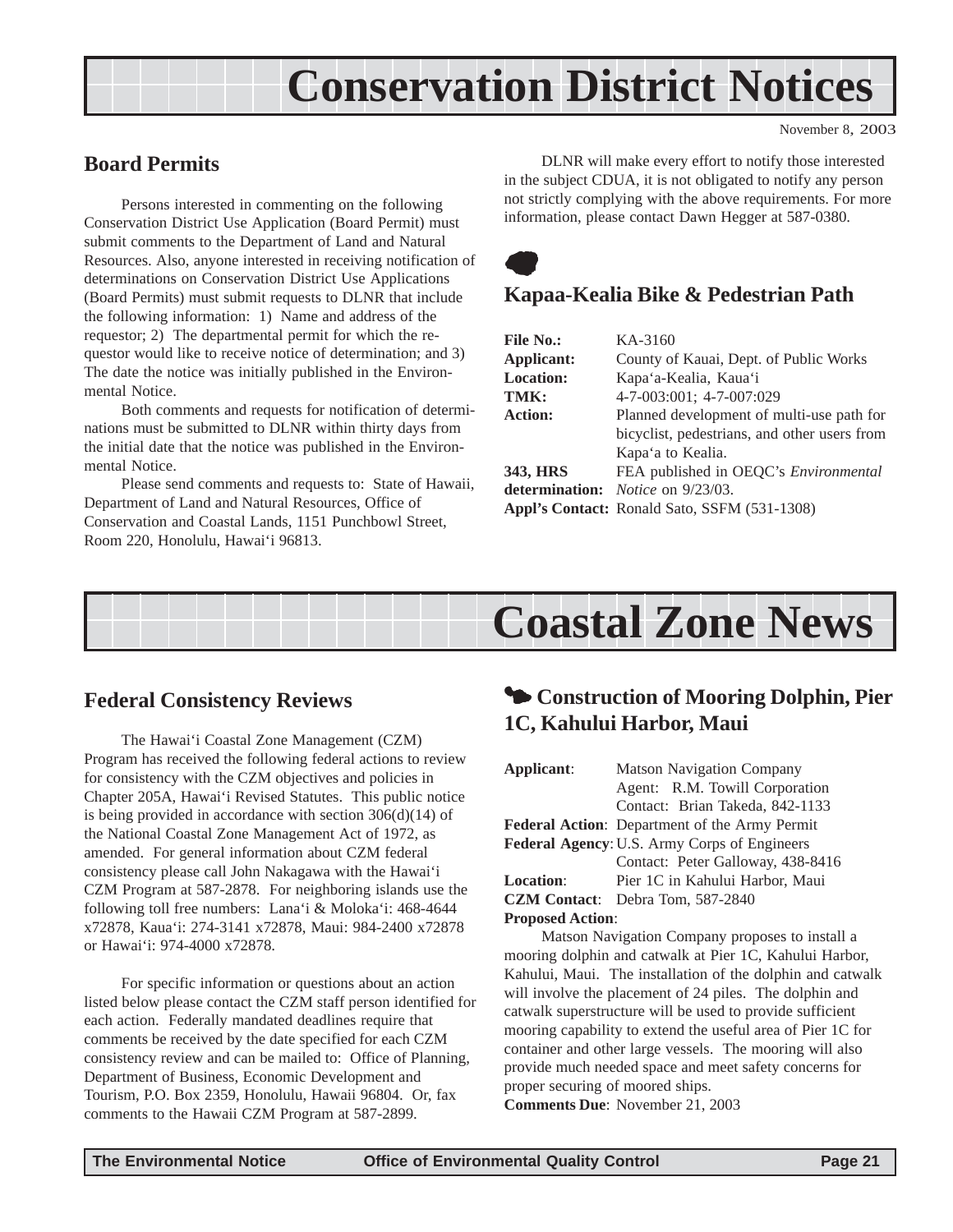# Conservation District Notices

November 8, 2003

## Board Permits

Persons interested in commenting on the following Conservation District Use Application (Board Permit) must submit comments to the Department of Land and Natural Resources. Also, anyone interested in receiving notification of determinations on Conservation District Use Applications (Board Permits) must submit requests to DLNR that include the following information: 1) Name and address of the requestor; 2) The departmental permit for which the requestor would like to receive notice of determination; and 3) The date the notice was initially published in the Environmental Notice.

Both comments and requests for notification of determinations must be submitted to DLNR within thirty days from the initial date that the notice was published in the Environmental Notice.

Please send comments and requests to: State of Hawaii, Department of Land and Natural Resources, Office of Conservation and Coastal Lands, 1151 Punchbowl Street, Room 220, Honolulu, Hawai'i 96813.

DLNR will make every effort to notify those interested in the subject CDUA, it is not obligated to notify any person not strictly complying with the above requirements. For more information, please contact Dawn Hegger at 587-0380.

### Kapaa-Kealia Bike & Pedestrian Path

**File No.:** KA-3160
**Applicant:** County of Kauai, Dept. of Public Works
**Location:** Kapa'a-Kealia, Kaua'i
**TMK:** 4-7-003:001; 4-7-007:029
**Action:** Planned development of multi-use path for bicyclist, pedestrians, and other users from Kapa'a to Kealia.
**343, HRS determination:** FEA published in OEQC's *Environmental Notice* on 9/23/03.
**Appl's Contact:** Ronald Sato, SSFM (531-1308)

# Coastal Zone News

## Federal Consistency Reviews

The Hawai'i Coastal Zone Management (CZM) Program has received the following federal actions to review for consistency with the CZM objectives and policies in Chapter 205A, Hawai'i Revised Statutes. This public notice is being provided in accordance with section 306(d)(14) of the National Coastal Zone Management Act of 1972, as amended. For general information about CZM federal consistency please call John Nakagawa with the Hawai'i CZM Program at 587-2878. For neighboring islands use the following toll free numbers: Lana'i & Moloka'i: 468-4644 x72878, Kaua'i: 274-3141 x72878, Maui: 984-2400 x72878 or Hawai'i: 974-4000 x72878.

For specific information or questions about an action listed below please contact the CZM staff person identified for each action. Federally mandated deadlines require that comments be received by the date specified for each CZM consistency review and can be mailed to: Office of Planning, Department of Business, Economic Development and Tourism, P.O. Box 2359, Honolulu, Hawaii 96804. Or, fax comments to the Hawaii CZM Program at 587-2899.

### Construction of Mooring Dolphin, Pier 1C, Kahului Harbor, Maui

**Applicant**: Matson Navigation Company
Agent: R.M. Towill Corporation
Contact: Brian Takeda, 842-1133
**Federal Action**: Department of the Army Permit
**Federal Agency**: U.S. Army Corps of Engineers
Contact: Peter Galloway, 438-8416
**Location**: Pier 1C in Kahului Harbor, Maui
**CZM Contact**: Debra Tom, 587-2840
**Proposed Action**:

Matson Navigation Company proposes to install a mooring dolphin and catwalk at Pier 1C, Kahului Harbor, Kahului, Maui. The installation of the dolphin and catwalk will involve the placement of 24 piles. The dolphin and catwalk superstructure will be used to provide sufficient mooring capability to extend the useful area of Pier 1C for container and other large vessels. The mooring will also provide much needed space and meet safety concerns for proper securing of moored ships.

**Comments Due**: November 21, 2003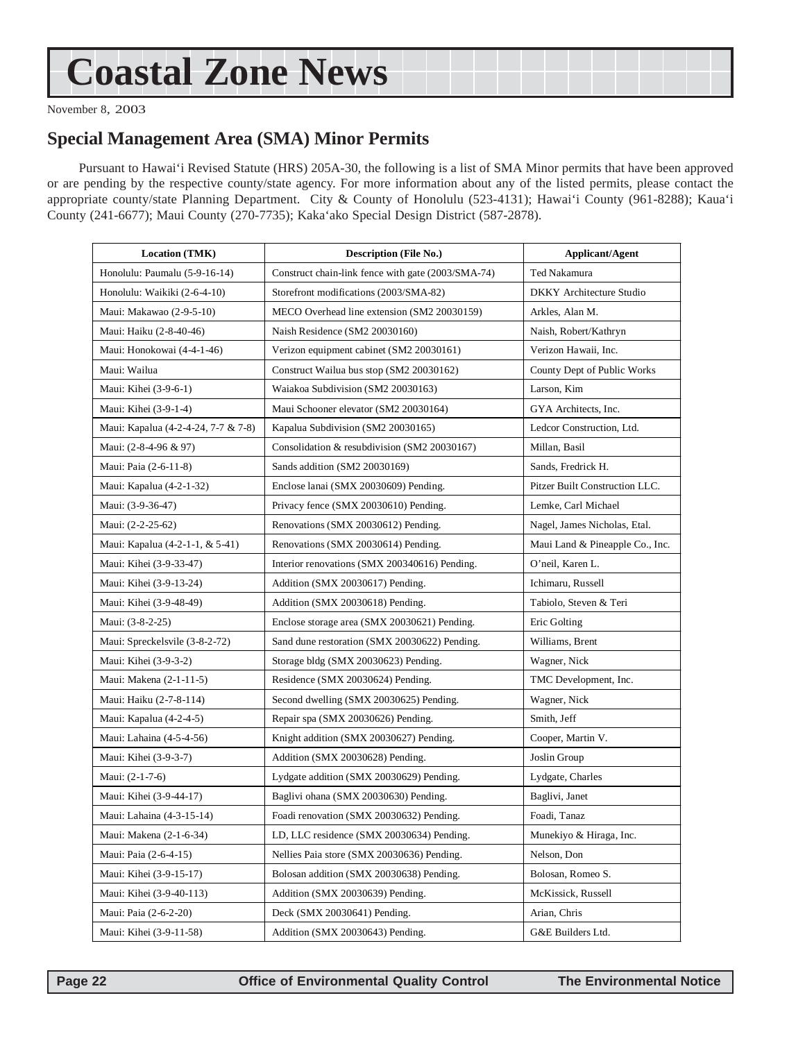# Coastal Zone News

November 8, 2003

## Special Management Area (SMA) Minor Permits

Pursuant to Hawai'i Revised Statute (HRS) 205A-30, the following is a list of SMA Minor permits that have been approved or are pending by the respective county/state agency. For more information about any of the listed permits, please contact the appropriate county/state Planning Department. City & County of Honolulu (523-4131); Hawai'i County (961-8288); Kaua'i County (241-6677); Maui County (270-7735); Kaka'ako Special Design District (587-2878).

| Location (TMK) | Description (File No.) | Applicant/Agent |
|---|---|---|
| Honolulu: Paumalu (5-9-16-14) | Construct chain-link fence with gate (2003/SMA-74) | Ted Nakamura |
| Honolulu: Waikiki (2-6-4-10) | Storefront modifications (2003/SMA-82) | DKKY Architecture Studio |
| Maui: Makawao (2-9-5-10) | MECO Overhead line extension (SM2 20030159) | Arkles, Alan M. |
| Maui: Haiku (2-8-40-46) | Naish Residence (SM2 20030160) | Naish, Robert/Kathryn |
| Maui: Honokowai (4-4-1-46) | Verizon equipment cabinet (SM2 20030161) | Verizon Hawaii, Inc. |
| Maui: Wailua | Construct Wailua bus stop (SM2 20030162) | County Dept of Public Works |
| Maui: Kihei (3-9-6-1) | Waiakoa Subdivision (SM2 20030163) | Larson, Kim |
| Maui: Kihei (3-9-1-4) | Maui Schooner elevator (SM2 20030164) | GYA Architects, Inc. |
| Maui: Kapalua (4-2-4-24, 7-7 & 7-8) | Kapalua Subdivision (SM2 20030165) | Ledcor Construction, Ltd. |
| Maui: (2-8-4-96 & 97) | Consolidation & resubdivision (SM2 20030167) | Millan, Basil |
| Maui: Paia (2-6-11-8) | Sands addition (SM2 20030169) | Sands, Fredrick H. |
| Maui: Kapalua (4-2-1-32) | Enclose lanai (SMX 20030609) Pending. | Pitzer Built Construction LLC. |
| Maui: (3-9-36-47) | Privacy fence (SMX 20030610) Pending. | Lemke, Carl Michael |
| Maui: (2-2-25-62) | Renovations (SMX 20030612) Pending. | Nagel, James Nicholas, Etal. |
| Maui: Kapalua (4-2-1-1, & 5-41) | Renovations (SMX 20030614) Pending. | Maui Land & Pineapple Co., Inc. |
| Maui: Kihei (3-9-33-47) | Interior renovations (SMX 200340616) Pending. | O'neil, Karen L. |
| Maui: Kihei (3-9-13-24) | Addition (SMX 20030617) Pending. | Ichimaru, Russell |
| Maui: Kihei (3-9-48-49) | Addition (SMX 20030618) Pending. | Tabiolo, Steven & Teri |
| Maui: (3-8-2-25) | Enclose storage area (SMX 20030621) Pending. | Eric Golting |
| Maui: Spreckelsvile (3-8-2-72) | Sand dune restoration (SMX 20030622) Pending. | Williams, Brent |
| Maui: Kihei (3-9-3-2) | Storage bldg (SMX 20030623) Pending. | Wagner, Nick |
| Maui: Makena (2-1-11-5) | Residence (SMX 20030624) Pending. | TMC Development, Inc. |
| Maui: Haiku (2-7-8-114) | Second dwelling (SMX 20030625) Pending. | Wagner, Nick |
| Maui: Kapalua (4-2-4-5) | Repair spa (SMX 20030626) Pending. | Smith, Jeff |
| Maui: Lahaina (4-5-4-56) | Knight addition (SMX 20030627) Pending. | Cooper, Martin V. |
| Maui: Kihei (3-9-3-7) | Addition (SMX 20030628) Pending. | Joslin Group |
| Maui: (2-1-7-6) | Lydgate addition (SMX 20030629) Pending. | Lydgate, Charles |
| Maui: Kihei (3-9-44-17) | Baglivi ohana (SMX 20030630) Pending. | Baglivi, Janet |
| Maui: Lahaina (4-3-15-14) | Foadi renovation (SMX 20030632) Pending. | Foadi, Tanaz |
| Maui: Makena (2-1-6-34) | LD, LLC residence (SMX 20030634) Pending. | Munekiyo & Hiraga, Inc. |
| Maui: Paia (2-6-4-15) | Nellies Paia store (SMX 20030636) Pending. | Nelson, Don |
| Maui: Kihei (3-9-15-17) | Bolosan addition (SMX 20030638) Pending. | Bolosan, Romeo S. |
| Maui: Kihei (3-9-40-113) | Addition (SMX 20030639) Pending. | McKissick, Russell |
| Maui: Paia (2-6-2-20) | Deck (SMX 20030641) Pending. | Arian, Chris |
| Maui: Kihei (3-9-11-58) | Addition (SMX 20030643) Pending. | G&E Builders Ltd. |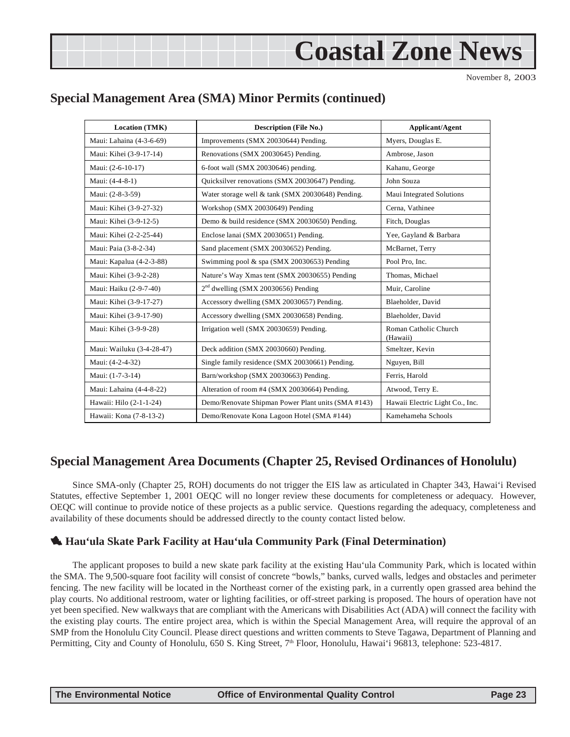## Special Management Area (SMA) Minor Permits (continued)

| Location (TMK) | Description (File No.) | Applicant/Agent |
|---|---|---|
| Maui: Lahaina (4-3-6-69) | Improvements (SMX 20030644) Pending. | Myers, Douglas E. |
| Maui: Kihei (3-9-17-14) | Renovations (SMX 20030645) Pending. | Ambrose, Jason |
| Maui: (2-6-10-17) | 6-foot wall (SMX 20030646) pending. | Kahanu, George |
| Maui: (4-4-8-1) | Quicksilver renovations (SMX 20030647) Pending. | John Souza |
| Maui: (2-8-3-59) | Water storage well & tank (SMX 20030648) Pending. | Maui Integrated Solutions |
| Maui: Kihei (3-9-27-32) | Workshop (SMX 20030649) Pending | Cerna, Vathinee |
| Maui: Kihei (3-9-12-5) | Demo & build residence (SMX 20030650) Pending. | Fitch, Douglas |
| Maui: Kihei (2-2-25-44) | Enclose lanai (SMX 20030651) Pending. | Yee, Gayland & Barbara |
| Maui: Paia (3-8-2-34) | Sand placement (SMX 20030652) Pending. | McBarnet, Terry |
| Maui: Kapalua (4-2-3-88) | Swimming pool & spa (SMX 20030653) Pending | Pool Pro, Inc. |
| Maui: Kihei (3-9-2-28) | Nature's Way Xmas tent (SMX 20030655) Pending | Thomas, Michael |
| Maui: Haiku (2-9-7-40) | 2nd dwelling (SMX 20030656) Pending | Muir, Caroline |
| Maui: Kihei (3-9-17-27) | Accessory dwelling (SMX 20030657) Pending. | Blaeholder, David |
| Maui: Kihei (3-9-17-90) | Accessory dwelling (SMX 20030658) Pending. | Blaeholder, David |
| Maui: Kihei (3-9-9-28) | Irrigation well (SMX 20030659) Pending. | Roman Catholic Church (Hawaii) |
| Maui: Wailuku (3-4-28-47) | Deck addition (SMX 20030660) Pending. | Smeltzer, Kevin |
| Maui: (4-2-4-32) | Single family residence (SMX 20030661) Pending. | Nguyen, Bill |
| Maui: (1-7-3-14) | Barn/workshop (SMX 20030663) Pending. | Ferris, Harold |
| Maui: Lahaina (4-4-8-22) | Alteration of room #4 (SMX 20030664) Pending. | Atwood, Terry E. |
| Hawaii: Hilo (2-1-1-24) | Demo/Renovate Shipman Power Plant units (SMA #143) | Hawaii Electric Light Co., Inc. |
| Hawaii: Kona (7-8-13-2) | Demo/Renovate Kona Lagoon Hotel (SMA #144) | Kamehameha Schools |

## Special Management Area Documents (Chapter 25, Revised Ordinances of Honolulu)

Since SMA-only (Chapter 25, ROH) documents do not trigger the EIS law as articulated in Chapter 343, Hawai'i Revised Statutes, effective September 1, 2001 OEQC will no longer review these documents for completeness or adequacy. However, OEQC will continue to provide notice of these projects as a public service. Questions regarding the adequacy, completeness and availability of these documents should be addressed directly to the county contact listed below.

### Hau'ula Skate Park Facility at Hau'ula Community Park (Final Determination)

The applicant proposes to build a new skate park facility at the existing Hau'ula Community Park, which is located within the SMA. The 9,500-square foot facility will consist of concrete "bowls," banks, curved walls, ledges and obstacles and perimeter fencing. The new facility will be located in the Northeast corner of the existing park, in a currently open grassed area behind the play courts. No additional restroom, water or lighting facilities, or off-street parking is proposed. The hours of operation have not yet been specified. New walkways that are compliant with the Americans with Disabilities Act (ADA) will connect the facility with the existing play courts. The entire project area, which is within the Special Management Area, will require the approval of an SMP from the Honolulu City Council. Please direct questions and written comments to Steve Tagawa, Department of Planning and Permitting, City and County of Honolulu, 650 S. King Street, 7th Floor, Honolulu, Hawai'i 96813, telephone: 523-4817.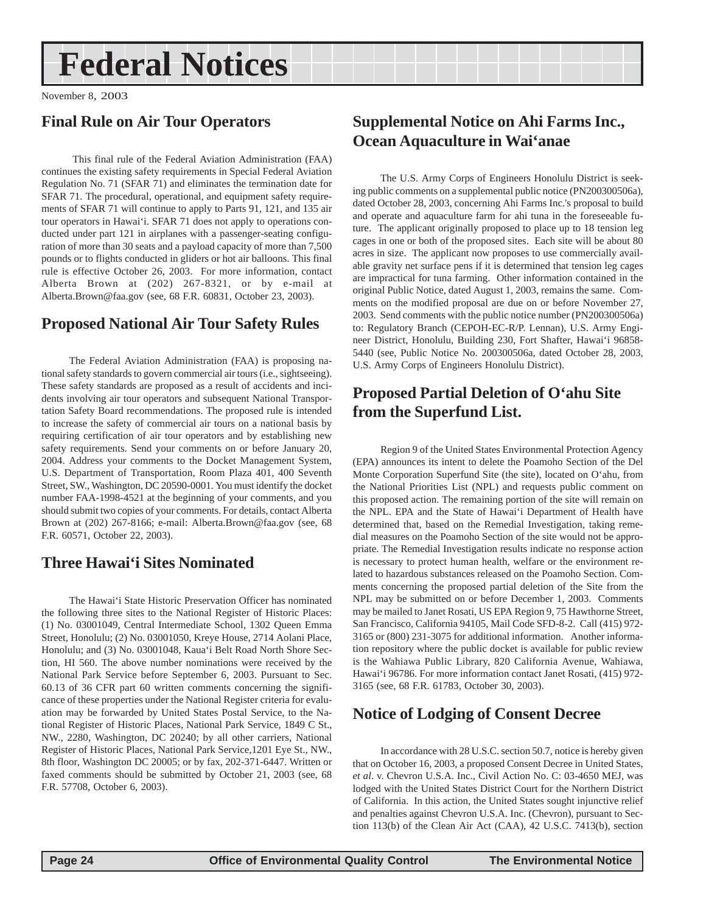# Federal Notices

November 8, 2003

## Final Rule on Air Tour Operators

This final rule of the Federal Aviation Administration (FAA) continues the existing safety requirements in Special Federal Aviation Regulation No. 71 (SFAR 71) and eliminates the termination date for SFAR 71. The procedural, operational, and equipment safety requirements of SFAR 71 will continue to apply to Parts 91, 121, and 135 air tour operators in Hawai'i. SFAR 71 does not apply to operations conducted under part 121 in airplanes with a passenger-seating configuration of more than 30 seats and a payload capacity of more than 7,500 pounds or to flights conducted in gliders or hot air balloons. This final rule is effective October 26, 2003. For more information, contact Alberta Brown at (202) 267-8321, or by e-mail at Alberta.Brown@faa.gov (see, 68 F.R. 60831, October 23, 2003).

## Proposed National Air Tour Safety Rules

The Federal Aviation Administration (FAA) is proposing national safety standards to govern commercial air tours (i.e., sightseeing). These safety standards are proposed as a result of accidents and incidents involving air tour operators and subsequent National Transportation Safety Board recommendations. The proposed rule is intended to increase the safety of commercial air tours on a national basis by requiring certification of air tour operators and by establishing new safety requirements. Send your comments on or before January 20, 2004. Address your comments to the Docket Management System, U.S. Department of Transportation, Room Plaza 401, 400 Seventh Street, SW., Washington, DC 20590-0001. You must identify the docket number FAA-1998-4521 at the beginning of your comments, and you should submit two copies of your comments. For details, contact Alberta Brown at (202) 267-8166; e-mail: Alberta.Brown@faa.gov (see, 68 F.R. 60571, October 22, 2003).

## Three Hawai'i Sites Nominated

The Hawai'i State Historic Preservation Officer has nominated the following three sites to the National Register of Historic Places: (1) No. 03001049, Central Intermediate School, 1302 Queen Emma Street, Honolulu; (2) No. 03001050, Kreye House, 2714 Aolani Place, Honolulu; and (3) No. 03001048, Kaua'i Belt Road North Shore Section, HI 560. The above number nominations were received by the National Park Service before September 6, 2003. Pursuant to Sec. 60.13 of 36 CFR part 60 written comments concerning the significance of these properties under the National Register criteria for evaluation may be forwarded by United States Postal Service, to the National Register of Historic Places, National Park Service, 1849 C St., NW., 2280, Washington, DC 20240; by all other carriers, National Register of Historic Places, National Park Service,1201 Eye St., NW., 8th floor, Washington DC 20005; or by fax, 202-371-6447. Written or faxed comments should be submitted by October 21, 2003 (see, 68 F.R. 57708, October 6, 2003).

## Supplemental Notice on Ahi Farms Inc., Ocean Aquaculture in Wai'anae

The U.S. Army Corps of Engineers Honolulu District is seeking public comments on a supplemental public notice (PN200300506a), dated October 28, 2003, concerning Ahi Farms Inc.'s proposal to build and operate and aquaculture farm for ahi tuna in the foreseeable future. The applicant originally proposed to place up to 18 tension leg cages in one or both of the proposed sites. Each site will be about 80 acres in size. The applicant now proposes to use commercially available gravity net surface pens if it is determined that tension leg cages are impractical for tuna farming. Other information contained in the original Public Notice, dated August 1, 2003, remains the same. Comments on the modified proposal are due on or before November 27, 2003. Send comments with the public notice number (PN200300506a) to: Regulatory Branch (CEPOH-EC-R/P. Lennan), U.S. Army Engineer District, Honolulu, Building 230, Fort Shafter, Hawai'i 96858-5440 (see, Public Notice No. 200300506a, dated October 28, 2003, U.S. Army Corps of Engineers Honolulu District).

## Proposed Partial Deletion of O'ahu Site from the Superfund List.

Region 9 of the United States Environmental Protection Agency (EPA) announces its intent to delete the Poamoho Section of the Del Monte Corporation Superfund Site (the site), located on O'ahu, from the National Priorities List (NPL) and requests public comment on this proposed action. The remaining portion of the site will remain on the NPL. EPA and the State of Hawai'i Department of Health have determined that, based on the Remedial Investigation, taking remedial measures on the Poamoho Section of the site would not be appropriate. The Remedial Investigation results indicate no response action is necessary to protect human health, welfare or the environment related to hazardous substances released on the Poamoho Section. Comments concerning the proposed partial deletion of the Site from the NPL may be submitted on or before December 1, 2003. Comments may be mailed to Janet Rosati, US EPA Region 9, 75 Hawthorne Street, San Francisco, California 94105, Mail Code SFD-8-2. Call (415) 972-3165 or (800) 231-3075 for additional information. Another information repository where the public docket is available for public review is the Wahiawa Public Library, 820 California Avenue, Wahiawa, Hawai'i 96786. For more information contact Janet Rosati, (415) 972-3165 (see, 68 F.R. 61783, October 30, 2003).

## Notice of Lodging of Consent Decree

In accordance with 28 U.S.C. section 50.7, notice is hereby given that on October 16, 2003, a proposed Consent Decree in United States, *et al*. v. Chevron U.S.A. Inc., Civil Action No. C: 03-4650 MEJ, was lodged with the United States District Court for the Northern District of California. In this action, the United States sought injunctive relief and penalties against Chevron U.S.A. Inc. (Chevron), pursuant to Section 113(b) of the Clean Air Act (CAA), 42 U.S.C. 7413(b), section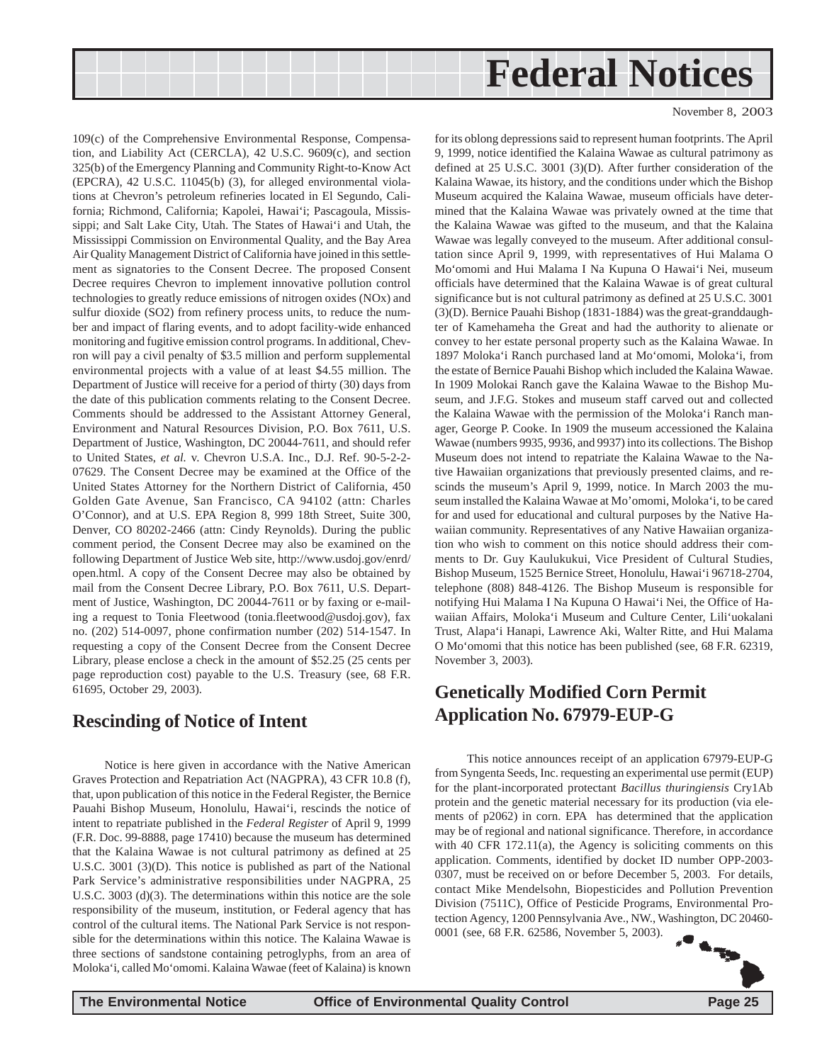109(c) of the Comprehensive Environmental Response, Compensation, and Liability Act (CERCLA), 42 U.S.C. 9609(c), and section 325(b) of the Emergency Planning and Community Right-to-Know Act (EPCRA), 42 U.S.C. 11045(b) (3), for alleged environmental violations at Chevron's petroleum refineries located in El Segundo, California; Richmond, California; Kapolei, Hawai'i; Pascagoula, Mississippi; and Salt Lake City, Utah. The States of Hawai'i and Utah, the Mississippi Commission on Environmental Quality, and the Bay Area Air Quality Management District of California have joined in this settlement as signatories to the Consent Decree. The proposed Consent Decree requires Chevron to implement innovative pollution control technologies to greatly reduce emissions of nitrogen oxides (NOx) and sulfur dioxide (SO2) from refinery process units, to reduce the number and impact of flaring events, and to adopt facility-wide enhanced monitoring and fugitive emission control programs. In addition, Chevron will pay a civil penalty of $3.5 million and perform supplemental environmental projects with a value of at least $4.55 million. The Department of Justice will receive for a period of thirty (30) days from the date of this publication comments relating to the Consent Decree. Comments should be addressed to the Assistant Attorney General, Environment and Natural Resources Division, P.O. Box 7611, U.S. Department of Justice, Washington, DC 20044-7611, and should refer to United States, *et al.* v. Chevron U.S.A. Inc., D.J. Ref. 90-5-2-2-07629. The Consent Decree may be examined at the Office of the United States Attorney for the Northern District of California, 450 Golden Gate Avenue, San Francisco, CA 94102 (attn: Charles O'Connor), and at U.S. EPA Region 8, 999 18th Street, Suite 300, Denver, CO 80202-2466 (attn: Cindy Reynolds). During the public comment period, the Consent Decree may also be examined on the following Department of Justice Web site, http://www.usdoj.gov/enrd/open.html. A copy of the Consent Decree may also be obtained by mail from the Consent Decree Library, P.O. Box 7611, U.S. Department of Justice, Washington, DC 20044-7611 or by faxing or e-mailing a request to Tonia Fleetwood (tonia.fleetwood@usdoj.gov), fax no. (202) 514-0097, phone confirmation number (202) 514-1547. In requesting a copy of the Consent Decree from the Consent Decree Library, please enclose a check in the amount of $52.25 (25 cents per page reproduction cost) payable to the U.S. Treasury (see, 68 F.R. 61695, October 29, 2003).

## Rescinding of Notice of Intent

Notice is here given in accordance with the Native American Graves Protection and Repatriation Act (NAGPRA), 43 CFR 10.8 (f), that, upon publication of this notice in the Federal Register, the Bernice Pauahi Bishop Museum, Honolulu, Hawai'i, rescinds the notice of intent to repatriate published in the *Federal Register* of April 9, 1999 (F.R. Doc. 99-8888, page 17410) because the museum has determined that the Kalaina Wawae is not cultural patrimony as defined at 25 U.S.C. 3001 (3)(D). This notice is published as part of the National Park Service's administrative responsibilities under NAGPRA, 25 U.S.C. 3003 (d)(3). The determinations within this notice are the sole responsibility of the museum, institution, or Federal agency that has control of the cultural items. The National Park Service is not responsible for the determinations within this notice. The Kalaina Wawae is three sections of sandstone containing petroglyphs, from an area of Moloka'i, called Mo'omomi. Kalaina Wawae (feet of Kalaina) is known for its oblong depressions said to represent human footprints. The April 9, 1999, notice identified the Kalaina Wawae as cultural patrimony as defined at 25 U.S.C. 3001 (3)(D). After further consideration of the Kalaina Wawae, its history, and the conditions under which the Bishop Museum acquired the Kalaina Wawae, museum officials have determined that the Kalaina Wawae was privately owned at the time that the Kalaina Wawae was gifted to the museum, and that the Kalaina Wawae was legally conveyed to the museum. After additional consultation since April 9, 1999, with representatives of Hui Malama O Mo'omomi and Hui Malama I Na Kupuna O Hawai'i Nei, museum officials have determined that the Kalaina Wawae is of great cultural significance but is not cultural patrimony as defined at 25 U.S.C. 3001 (3)(D). Bernice Pauahi Bishop (1831-1884) was the great-granddaughter of Kamehameha the Great and had the authority to alienate or convey to her estate personal property such as the Kalaina Wawae. In 1897 Moloka'i Ranch purchased land at Mo'omomi, Moloka'i, from the estate of Bernice Pauahi Bishop which included the Kalaina Wawae. In 1909 Molokai Ranch gave the Kalaina Wawae to the Bishop Museum, and J.F.G. Stokes and museum staff carved out and collected the Kalaina Wawae with the permission of the Moloka'i Ranch manager, George P. Cooke. In 1909 the museum accessioned the Kalaina Wawae (numbers 9935, 9936, and 9937) into its collections. The Bishop Museum does not intend to repatriate the Kalaina Wawae to the Native Hawaiian organizations that previously presented claims, and rescinds the museum's April 9, 1999, notice. In March 2003 the museum installed the Kalaina Wawae at Mo'omomi, Moloka'i, to be cared for and used for educational and cultural purposes by the Native Hawaiian community. Representatives of any Native Hawaiian organization who wish to comment on this notice should address their comments to Dr. Guy Kaulukukui, Vice President of Cultural Studies, Bishop Museum, 1525 Bernice Street, Honolulu, Hawai'i 96718-2704, telephone (808) 848-4126. The Bishop Museum is responsible for notifying Hui Malama I Na Kupuna O Hawai'i Nei, the Office of Hawaiian Affairs, Moloka'i Museum and Culture Center, Lili'uokalani Trust, Alapa'i Hanapi, Lawrence Aki, Walter Ritte, and Hui Malama O Mo'omomi that this notice has been published (see, 68 F.R. 62319, November 3, 2003).

## Genetically Modified Corn Permit Application No. 67979-EUP-G

This notice announces receipt of an application 67979-EUP-G from Syngenta Seeds, Inc. requesting an experimental use permit (EUP) for the plant-incorporated protectant *Bacillus thuringiensis* Cry1Ab protein and the genetic material necessary for its production (via elements of p2062) in corn. EPA has determined that the application may be of regional and national significance. Therefore, in accordance with 40 CFR 172.11(a), the Agency is soliciting comments on this application. Comments, identified by docket ID number OPP-2003-0307, must be received on or before December 5, 2003. For details, contact Mike Mendelsohn, Biopesticides and Pollution Prevention Division (7511C), Office of Pesticide Programs, Environmental Protection Agency, 1200 Pennsylvania Ave., NW., Washington, DC 20460-0001 (see, 68 F.R. 62586, November 5, 2003).